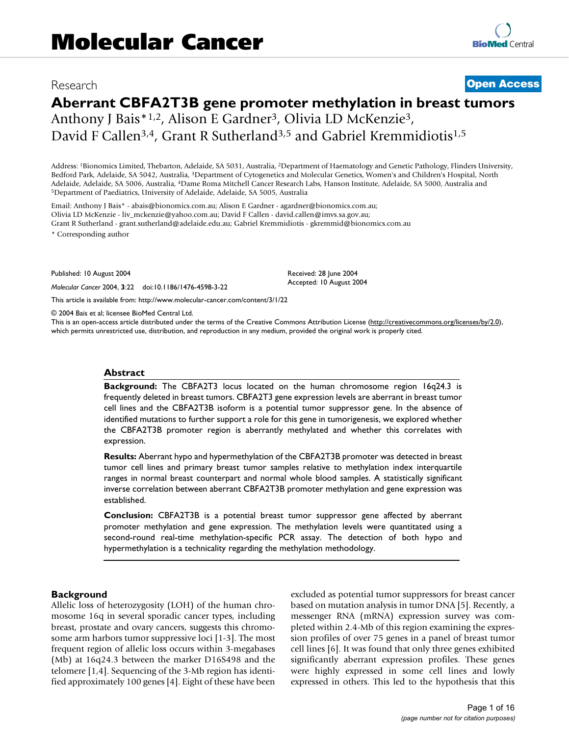# Molecular Cancer

Research

**Open Access**

# Aberrant CBFA2T3B gene promoter methylation in breast tumors

Anthony J Bais*[1,2], Alison E Gardner[3], Olivia LD McKenzie[3], David F Callen[3,4], Grant R Sutherland[3,5] and Gabriel Kremmidiotis[1,5]

Address: [1]Bionomics Limited, Thebarton, Adelaide, SA 5031, Australia, [2]Department of Haematology and Genetic Pathology, Flinders University, Bedford Park, Adelaide, SA 5042, Australia, [3]Department of Cytogenetics and Molecular Genetics, Women's and Children's Hospital, North Adelaide, Adelaide, SA 5006, Australia, [4]Dame Roma Mitchell Cancer Research Labs, Hanson Institute, Adelaide, SA 5000, Australia and [5]Department of Paediatrics, University of Adelaide, Adelaide, SA 5005, Australia

Email: Anthony J Bais* - abais@bionomics.com.au; Alison E Gardner - agardner@bionomics.com.au; Olivia LD McKenzie - liv_mckenzie@yahoo.com.au; David F Callen - david.callen@imvs.sa.gov.au; Grant R Sutherland - grant.sutherland@adelaide.edu.au; Gabriel Kremmidiotis - gkremmid@bionomics.com.au

* Corresponding author

Published: 10 August 2004

*Molecular Cancer* 2004, **3**:22 doi:10.1186/1476-4598-3-22

Received: 28 June 2004
Accepted: 10 August 2004

This article is available from: http://www.molecular-cancer.com/content/3/1/22

© 2004 Bais et al; licensee BioMed Central Ltd.
This is an open-access article distributed under the terms of the Creative Commons Attribution License (http://creativecommons.org/licenses/by/2.0), which permits unrestricted use, distribution, and reproduction in any medium, provided the original work is properly cited.

## Abstract

**Background:** The CBFA2T3 locus located on the human chromosome region 16q24.3 is frequently deleted in breast tumors. CBFA2T3 gene expression levels are aberrant in breast tumor cell lines and the CBFA2T3B isoform is a potential tumor suppressor gene. In the absence of identified mutations to further support a role for this gene in tumorigenesis, we explored whether the CBFA2T3B promoter region is aberrantly methylated and whether this correlates with expression.

**Results:** Aberrant hypo and hypermethylation of the CBFA2T3B promoter was detected in breast tumor cell lines and primary breast tumor samples relative to methylation index interquartile ranges in normal breast counterpart and normal whole blood samples. A statistically significant inverse correlation between aberrant CBFA2T3B promoter methylation and gene expression was established.

**Conclusion:** CBFA2T3B is a potential breast tumor suppressor gene affected by aberrant promoter methylation and gene expression. The methylation levels were quantitated using a second-round real-time methylation-specific PCR assay. The detection of both hypo and hypermethylation is a technicality regarding the methylation methodology.

## Background

Allelic loss of heterozygosity (LOH) of the human chromosome 16q in several sporadic cancer types, including breast, prostate and ovary cancers, suggests this chromosome arm harbors tumor suppressive loci [1-3]. The most frequent region of allelic loss occurs within 3-megabases (Mb) at 16q24.3 between the marker D16S498 and the telomere [1,4]. Sequencing of the 3-Mb region has identified approximately 100 genes [4]. Eight of these have been excluded as potential tumor suppressors for breast cancer based on mutation analysis in tumor DNA [5]. Recently, a messenger RNA (mRNA) expression survey was completed within 2.4-Mb of this region examining the expression profiles of over 75 genes in a panel of breast tumor cell lines [6]. It was found that only three genes exhibited significantly aberrant expression profiles. These genes were highly expressed in some cell lines and lowly expressed in others. This led to the hypothesis that this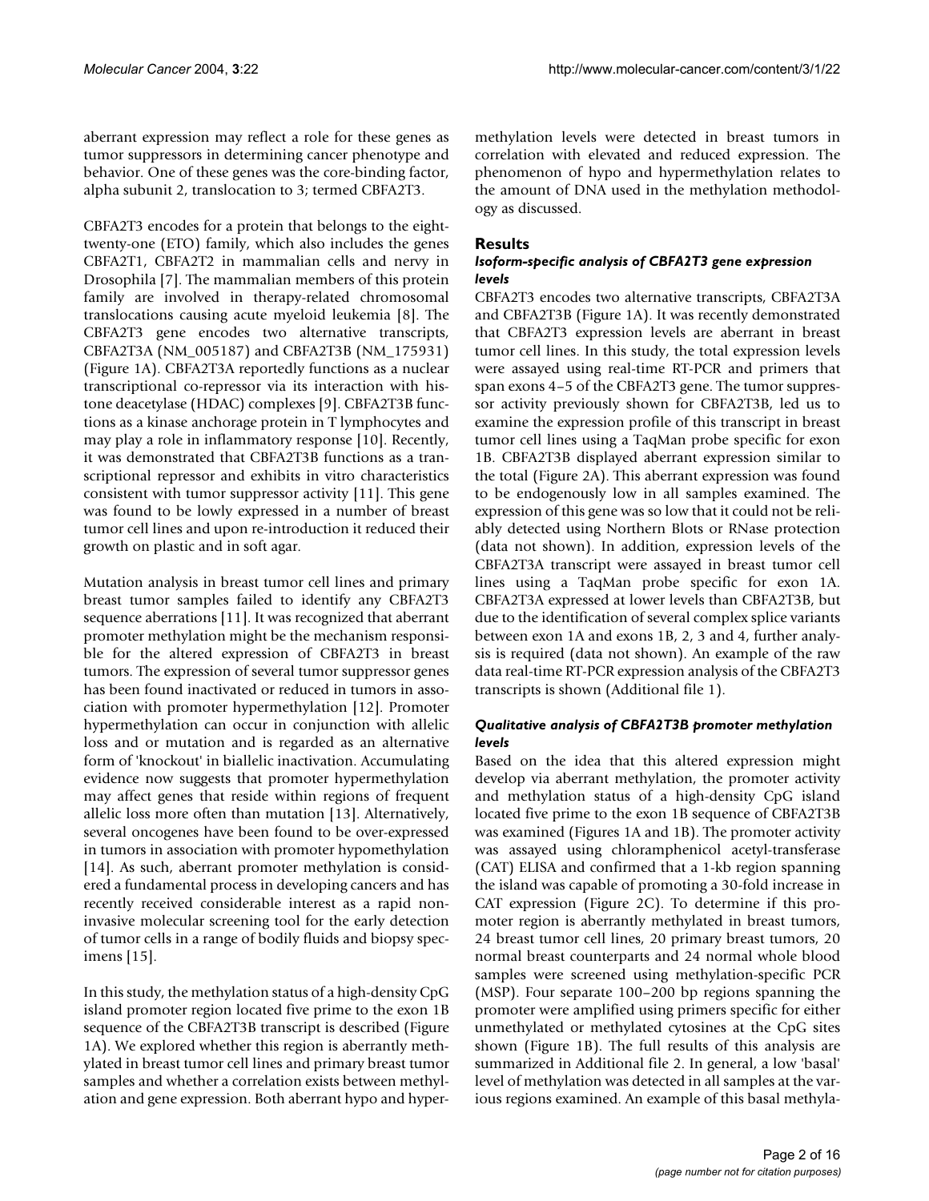aberrant expression may reflect a role for these genes as tumor suppressors in determining cancer phenotype and behavior. One of these genes was the core-binding factor, alpha subunit 2, translocation to 3; termed CBFA2T3.

CBFA2T3 encodes for a protein that belongs to the eight-twenty-one (ETO) family, which also includes the genes CBFA2T1, CBFA2T2 in mammalian cells and nervy in Drosophila [7]. The mammalian members of this protein family are involved in therapy-related chromosomal translocations causing acute myeloid leukemia [8]. The CBFA2T3 gene encodes two alternative transcripts, CBFA2T3A (NM_005187) and CBFA2T3B (NM_175931) (Figure 1A). CBFA2T3A reportedly functions as a nuclear transcriptional co-repressor via its interaction with histone deacetylase (HDAC) complexes [9]. CBFA2T3B functions as a kinase anchorage protein in T lymphocytes and may play a role in inflammatory response [10]. Recently, it was demonstrated that CBFA2T3B functions as a transcriptional repressor and exhibits in vitro characteristics consistent with tumor suppressor activity [11]. This gene was found to be lowly expressed in a number of breast tumor cell lines and upon re-introduction it reduced their growth on plastic and in soft agar.

Mutation analysis in breast tumor cell lines and primary breast tumor samples failed to identify any CBFA2T3 sequence aberrations [11]. It was recognized that aberrant promoter methylation might be the mechanism responsible for the altered expression of CBFA2T3 in breast tumors. The expression of several tumor suppressor genes has been found inactivated or reduced in tumors in association with promoter hypermethylation [12]. Promoter hypermethylation can occur in conjunction with allelic loss and or mutation and is regarded as an alternative form of 'knockout' in biallelic inactivation. Accumulating evidence now suggests that promoter hypermethylation may affect genes that reside within regions of frequent allelic loss more often than mutation [13]. Alternatively, several oncogenes have been found to be over-expressed in tumors in association with promoter hypomethylation [14]. As such, aberrant promoter methylation is considered a fundamental process in developing cancers and has recently received considerable interest as a rapid non-invasive molecular screening tool for the early detection of tumor cells in a range of bodily fluids and biopsy specimens [15].

In this study, the methylation status of a high-density CpG island promoter region located five prime to the exon 1B sequence of the CBFA2T3B transcript is described (Figure 1A). We explored whether this region is aberrantly methylated in breast tumor cell lines and primary breast tumor samples and whether a correlation exists between methylation and gene expression. Both aberrant hypo and hypermethylation levels were detected in breast tumors in correlation with elevated and reduced expression. The phenomenon of hypo and hypermethylation relates to the amount of DNA used in the methylation methodology as discussed.

## Results

### *Isoform-specific analysis of CBFA2T3 gene expression levels*

CBFA2T3 encodes two alternative transcripts, CBFA2T3A and CBFA2T3B (Figure 1A). It was recently demonstrated that CBFA2T3 expression levels are aberrant in breast tumor cell lines. In this study, the total expression levels were assayed using real-time RT-PCR and primers that span exons 4–5 of the CBFA2T3 gene. The tumor suppressor activity previously shown for CBFA2T3B, led us to examine the expression profile of this transcript in breast tumor cell lines using a TaqMan probe specific for exon 1B. CBFA2T3B displayed aberrant expression similar to the total (Figure 2A). This aberrant expression was found to be endogenously low in all samples examined. The expression of this gene was so low that it could not be reliably detected using Northern Blots or RNase protection (data not shown). In addition, expression levels of the CBFA2T3A transcript were assayed in breast tumor cell lines using a TaqMan probe specific for exon 1A. CBFA2T3A expressed at lower levels than CBFA2T3B, but due to the identification of several complex splice variants between exon 1A and exons 1B, 2, 3 and 4, further analysis is required (data not shown). An example of the raw data real-time RT-PCR expression analysis of the CBFA2T3 transcripts is shown (Additional file 1).

### *Qualitative analysis of CBFA2T3B promoter methylation levels*

Based on the idea that this altered expression might develop via aberrant methylation, the promoter activity and methylation status of a high-density CpG island located five prime to the exon 1B sequence of CBFA2T3B was examined (Figures 1A and 1B). The promoter activity was assayed using chloramphenicol acetyl-transferase (CAT) ELISA and confirmed that a 1-kb region spanning the island was capable of promoting a 30-fold increase in CAT expression (Figure 2C). To determine if this promoter region is aberrantly methylated in breast tumors, 24 breast tumor cell lines, 20 primary breast tumors, 20 normal breast counterparts and 24 normal whole blood samples were screened using methylation-specific PCR (MSP). Four separate 100–200 bp regions spanning the promoter were amplified using primers specific for either unmethylated or methylated cytosines at the CpG sites shown (Figure 1B). The full results of this analysis are summarized in Additional file 2. In general, a low 'basal' level of methylation was detected in all samples at the various regions examined. An example of this basal methyla-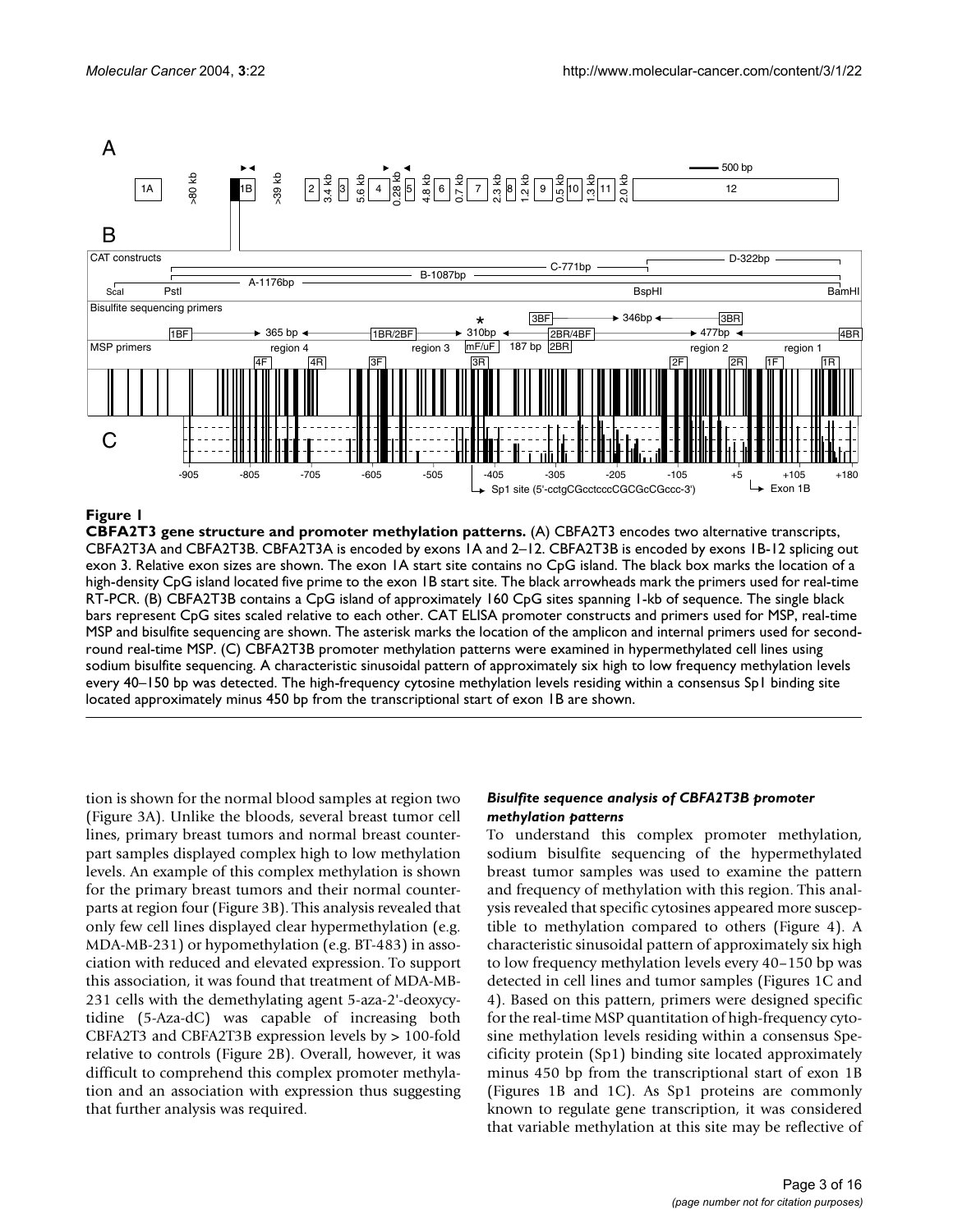**Figure 1**

**CBFA2T3 gene structure and promoter methylation patterns.** (A) CBFA2T3 encodes two alternative transcripts, CBFA2T3A and CBFA2T3B. CBFA2T3A is encoded by exons 1A and 2–12. CBFA2T3B is encoded by exons 1B-12 splicing out exon 3. Relative exon sizes are shown. The exon 1A start site contains no CpG island. The black box marks the location of a high-density CpG island located five prime to the exon 1B start site. The black arrowheads mark the primers used for real-time RT-PCR. (B) CBFA2T3B contains a CpG island of approximately 160 CpG sites spanning 1-kb of sequence. The single black bars represent CpG sites scaled relative to each other. CAT ELISA promoter constructs and primers used for MSP, real-time MSP and bisulfite sequencing are shown. The asterisk marks the location of the amplicon and internal primers used for second-round real-time MSP. (C) CBFA2T3B promoter methylation patterns were examined in hypermethylated cell lines using sodium bisulfite sequencing. A characteristic sinusoidal pattern of approximately six high to low frequency methylation levels every 40–150 bp was detected. The high-frequency cytosine methylation levels residing within a consensus Sp1 binding site located approximately minus 450 bp from the transcriptional start of exon 1B are shown.

tion is shown for the normal blood samples at region two (Figure 3A). Unlike the bloods, several breast tumor cell lines, primary breast tumors and normal breast counterpart samples displayed complex high to low methylation levels. An example of this complex methylation is shown for the primary breast tumors and their normal counterparts at region four (Figure 3B). This analysis revealed that only few cell lines displayed clear hypermethylation (e.g. MDA-MB-231) or hypomethylation (e.g. BT-483) in association with reduced and elevated expression. To support this association, it was found that treatment of MDA-MB-231 cells with the demethylating agent 5-aza-2'-deoxycytidine (5-Aza-dC) was capable of increasing both CBFA2T3 and CBFA2T3B expression levels by > 100-fold relative to controls (Figure 2B). Overall, however, it was difficult to comprehend this complex promoter methylation and an association with expression thus suggesting that further analysis was required.

### *Bisulfite sequence analysis of CBFA2T3B promoter methylation patterns*

To understand this complex promoter methylation, sodium bisulfite sequencing of the hypermethylated breast tumor samples was used to examine the pattern and frequency of methylation with this region. This analysis revealed that specific cytosines appeared more susceptible to methylation compared to others (Figure 4). A characteristic sinusoidal pattern of approximately six high to low frequency methylation levels every 40–150 bp was detected in cell lines and tumor samples (Figures 1C and 4). Based on this pattern, primers were designed specific for the real-time MSP quantitation of high-frequency cytosine methylation levels residing within a consensus Specificity protein (Sp1) binding site located approximately minus 450 bp from the transcriptional start of exon 1B (Figures 1B and 1C). As Sp1 proteins are commonly known to regulate gene transcription, it was considered that variable methylation at this site may be reflective of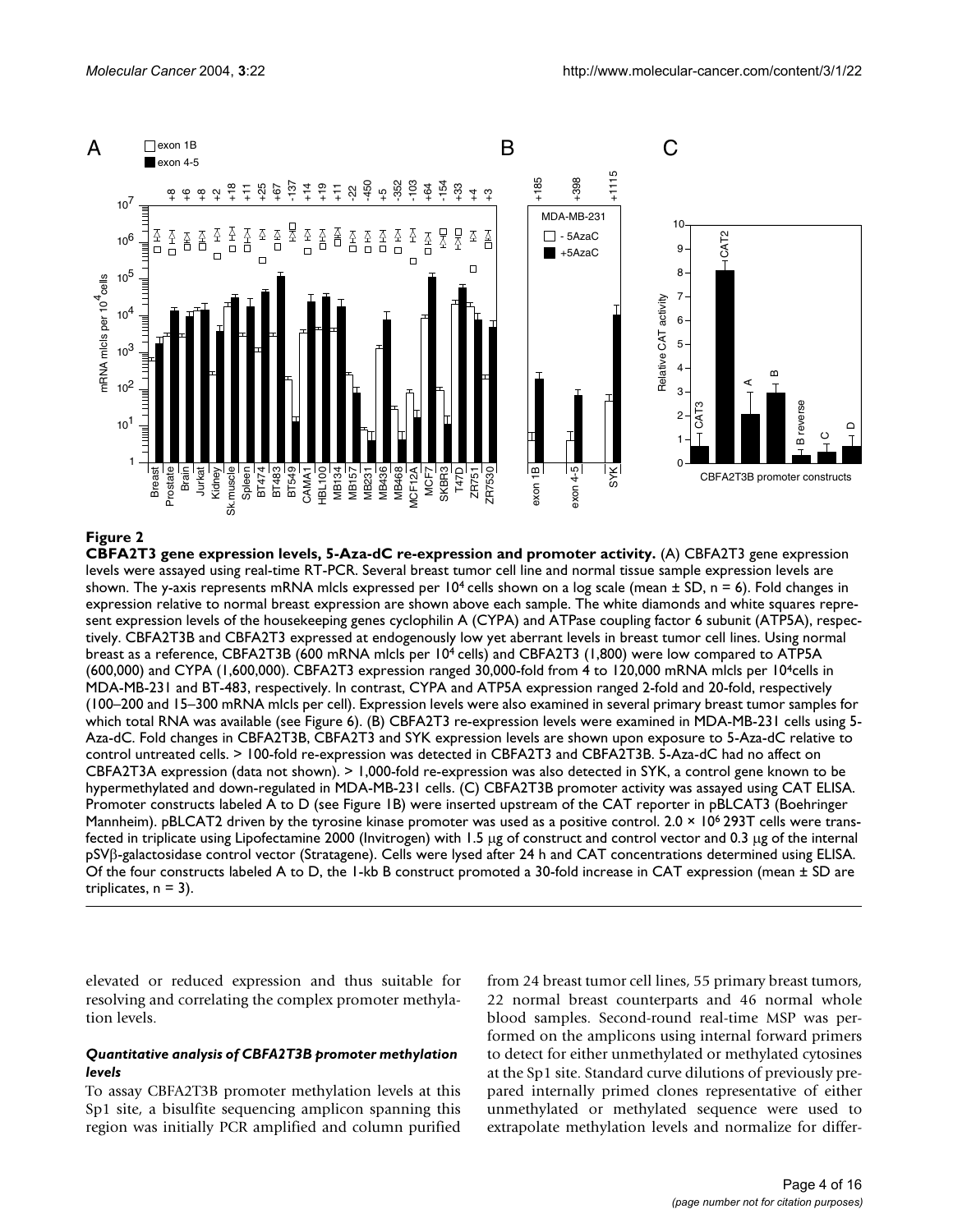**Figure 2**

**CBFA2T3 gene expression levels, 5-Aza-dC re-expression and promoter activity.** (A) CBFA2T3 gene expression levels were assayed using real-time RT-PCR. Several breast tumor cell line and normal tissue sample expression levels are shown. The y-axis represents mRNA mlcls expressed per $10^4$ cells shown on a log scale (mean ± SD, n = 6). Fold changes in expression relative to normal breast expression are shown above each sample. The white diamonds and white squares represent expression levels of the housekeeping genes cyclophilin A (CYPA) and ATPase coupling factor 6 subunit (ATP5A), respectively. CBFA2T3B and CBFA2T3 expressed at endogenously low yet aberrant levels in breast tumor cell lines. Using normal breast as a reference, CBFA2T3B (600 mRNA mlcls per $10^4$ cells) and CBFA2T3 (1,800) were low compared to ATP5A (600,000) and CYPA (1,600,000). CBFA2T3 expression ranged 30,000-fold from 4 to 120,000 mRNA mlcls per $10^4$cells in MDA-MB-231 and BT-483, respectively. In contrast, CYPA and ATP5A expression ranged 2-fold and 20-fold, respectively (100–200 and 15–300 mRNA mlcls per cell). Expression levels were also examined in several primary breast tumor samples for which total RNA was available (see Figure 6). (B) CBFA2T3 re-expression levels were examined in MDA-MB-231 cells using 5-Aza-dC. Fold changes in CBFA2T3B, CBFA2T3 and SYK expression levels are shown upon exposure to 5-Aza-dC relative to control untreated cells. > 100-fold re-expression was detected in CBFA2T3 and CBFA2T3B. 5-Aza-dC had no affect on CBFA2T3A expression (data not shown). > 1,000-fold re-expression was also detected in SYK, a control gene known to be hypermethylated and down-regulated in MDA-MB-231 cells. (C) CBFA2T3B promoter activity was assayed using CAT ELISA. Promoter constructs labeled A to D (see Figure 1B) were inserted upstream of the CAT reporter in pBLCAT3 (Boehringer Mannheim). pBLCAT2 driven by the tyrosine kinase promoter was used as a positive control. 2.0 × $10^6$ 293T cells were transfected in triplicate using Lipofectamine 2000 (Invitrogen) with 1.5 μg of construct and control vector and 0.3 μg of the internal pSVβ-galactosidase control vector (Stratagene). Cells were lysed after 24 h and CAT concentrations determined using ELISA. Of the four constructs labeled A to D, the 1-kb B construct promoted a 30-fold increase in CAT expression (mean ± SD are triplicates, n = 3).

elevated or reduced expression and thus suitable for resolving and correlating the complex promoter methylation levels.

### *Quantitative analysis of CBFA2T3B promoter methylation levels*

To assay CBFA2T3B promoter methylation levels at this Sp1 site, a bisulfite sequencing amplicon spanning this region was initially PCR amplified and column purified from 24 breast tumor cell lines, 55 primary breast tumors, 22 normal breast counterparts and 46 normal whole blood samples. Second-round real-time MSP was performed on the amplicons using internal forward primers to detect for either unmethylated or methylated cytosines at the Sp1 site. Standard curve dilutions of previously prepared internally primed clones representative of either unmethylated or methylated sequence were used to extrapolate methylation levels and normalize for differ-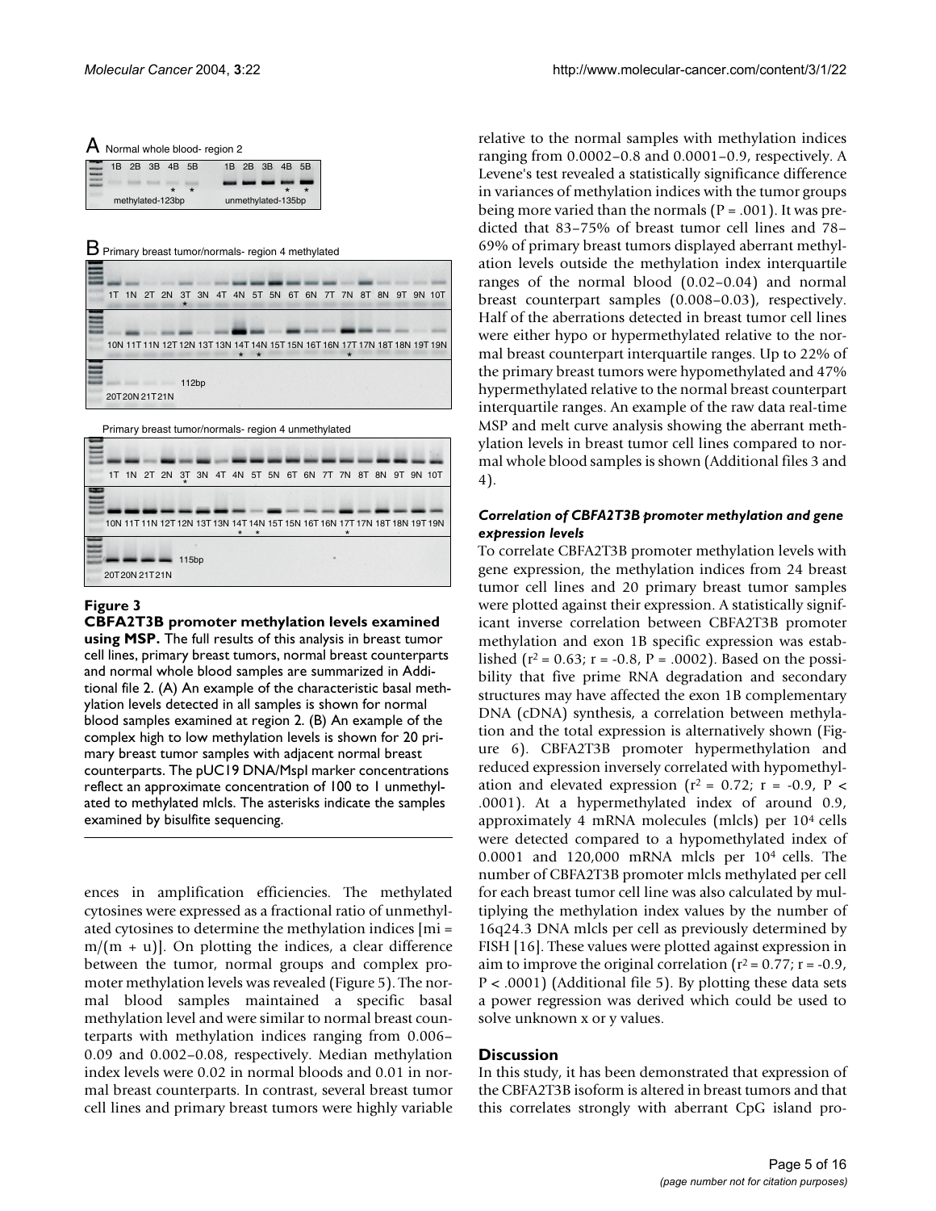A Normal whole blood- region 2

B Primary breast tumor/normals- region 4 methylated

Primary breast tumor/normals- region 4 unmethylated

**Figure 3**

**CBFA2T3B promoter methylation levels examined using MSP.** The full results of this analysis in breast tumor cell lines, primary breast tumors, normal breast counterparts and normal whole blood samples are summarized in Additional file 2. (A) An example of the characteristic basal methylation levels detected in all samples is shown for normal blood samples examined at region 2. (B) An example of the complex high to low methylation levels is shown for 20 primary breast tumor samples with adjacent normal breast counterparts. The pUC19 DNA/MspI marker concentrations reflect an approximate concentration of 100 to 1 unmethylated to methylated mlcls. The asterisks indicate the samples examined by bisulfite sequencing.

ences in amplification efficiencies. The methylated cytosines were expressed as a fractional ratio of unmethylated cytosines to determine the methylation indices [$mi = m/(m + u)$]. On plotting the indices, a clear difference between the tumor, normal groups and complex promoter methylation levels was revealed (Figure 5). The normal blood samples maintained a specific basal methylation level and were similar to normal breast counterparts with methylation indices ranging from 0.006–0.09 and 0.002–0.08, respectively. Median methylation index levels were 0.02 in normal bloods and 0.01 in normal breast counterparts. In contrast, several breast tumor cell lines and primary breast tumors were highly variable relative to the normal samples with methylation indices ranging from 0.0002–0.8 and 0.0001–0.9, respectively. A Levene's test revealed a statistically significance difference in variances of methylation indices with the tumor groups being more varied than the normals ($P = .001$). It was predicted that 83–75% of breast tumor cell lines and 78–69% of primary breast tumors displayed aberrant methylation levels outside the methylation index interquartile ranges of the normal blood (0.02–0.04) and normal breast counterpart samples (0.008–0.03), respectively. Half of the aberrations detected in breast tumor cell lines were either hypo or hypermethylated relative to the normal breast counterpart interquartile ranges. Up to 22% of the primary breast tumors were hypomethylated and 47% hypermethylated relative to the normal breast counterpart interquartile ranges. An example of the raw data real-time MSP and melt curve analysis showing the aberrant methylation levels in breast tumor cell lines compared to normal whole blood samples is shown (Additional files 3 and 4).

### *Correlation of CBFA2T3B promoter methylation and gene expression levels*

To correlate CBFA2T3B promoter methylation levels with gene expression, the methylation indices from 24 breast tumor cell lines and 20 primary breast tumor samples were plotted against their expression. A statistically significant inverse correlation between CBFA2T3B promoter methylation and exon 1B specific expression was established ($r^2 = 0.63$; $r = -0.8$, $P = .0002$). Based on the possibility that five prime RNA degradation and secondary structures may have affected the exon 1B complementary DNA (cDNA) synthesis, a correlation between methylation and the total expression is alternatively shown (Figure 6). CBFA2T3B promoter hypermethylation and reduced expression inversely correlated with hypomethylation and elevated expression ($r^2 = 0.72$; $r = -0.9$, $P < .0001$). At a hypermethylated index of around 0.9, approximately 4 mRNA molecules (mlcls) per $10^4$ cells were detected compared to a hypomethylated index of 0.0001 and 120,000 mRNA mlcls per $10^4$ cells. The number of CBFA2T3B promoter mlcls methylated per cell for each breast tumor cell line was also calculated by multiplying the methylation index values by the number of 16q24.3 DNA mlcls per cell as previously determined by FISH [16]. These values were plotted against expression in aim to improve the original correlation ($r^2 = 0.77$; $r = -0.9$, $P < .0001$) (Additional file 5). By plotting these data sets a power regression was derived which could be used to solve unknown x or y values.

## Discussion

In this study, it has been demonstrated that expression of the CBFA2T3B isoform is altered in breast tumors and that this correlates strongly with aberrant CpG island pro-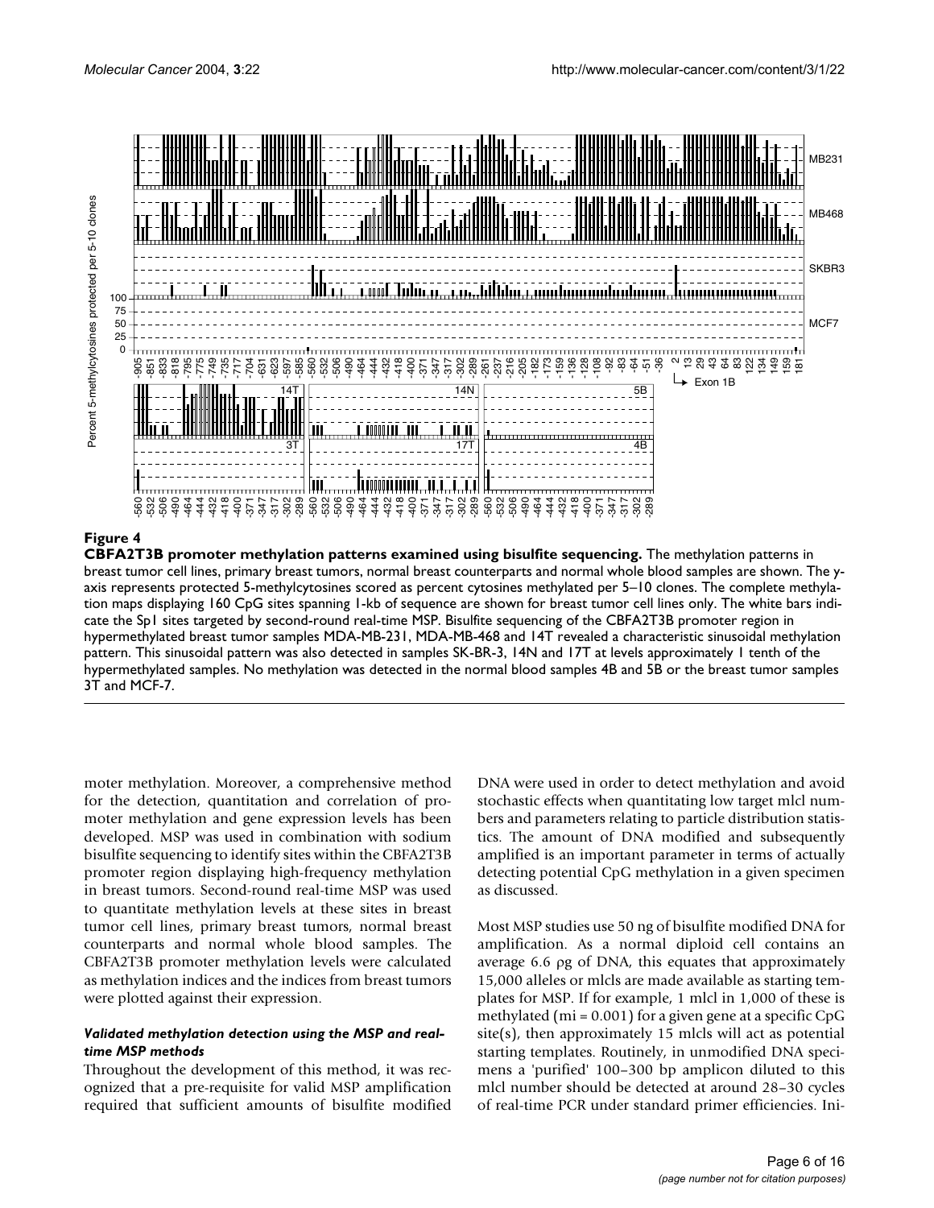**Figure 4**

**CBFA2T3B promoter methylation patterns examined using bisulfite sequencing.** The methylation patterns in breast tumor cell lines, primary breast tumors, normal breast counterparts and normal whole blood samples are shown. The y-axis represents protected 5-methylcytosines scored as percent cytosines methylated per 5–10 clones. The complete methylation maps displaying 160 CpG sites spanning 1-kb of sequence are shown for breast tumor cell lines only. The white bars indicate the Sp1 sites targeted by second-round real-time MSP. Bisulfite sequencing of the CBFA2T3B promoter region in hypermethylated breast tumor samples MDA-MB-231, MDA-MB-468 and 14T revealed a characteristic sinusoidal methylation pattern. This sinusoidal pattern was also detected in samples SK-BR-3, 14N and 17T at levels approximately 1 tenth of the hypermethylated samples. No methylation was detected in the normal blood samples 4B and 5B or the breast tumor samples 3T and MCF-7.

moter methylation. Moreover, a comprehensive method for the detection, quantitation and correlation of promoter methylation and gene expression levels has been developed. MSP was used in combination with sodium bisulfite sequencing to identify sites within the CBFA2T3B promoter region displaying high-frequency methylation in breast tumors. Second-round real-time MSP was used to quantitate methylation levels at these sites in breast tumor cell lines, primary breast tumors, normal breast counterparts and normal whole blood samples. The CBFA2T3B promoter methylation levels were calculated as methylation indices and the indices from breast tumors were plotted against their expression.

### *Validated methylation detection using the MSP and real-time MSP methods*

Throughout the development of this method, it was recognized that a pre-requisite for valid MSP amplification required that sufficient amounts of bisulfite modified DNA were used in order to detect methylation and avoid stochastic effects when quantitating low target mlcl numbers and parameters relating to particle distribution statistics. The amount of DNA modified and subsequently amplified is an important parameter in terms of actually detecting potential CpG methylation in a given specimen as discussed.

Most MSP studies use 50 ng of bisulfite modified DNA for amplification. As a normal diploid cell contains an average 6.6 ρg of DNA, this equates that approximately 15,000 alleles or mlcls are made available as starting templates for MSP. If for example, 1 mlcl in 1,000 of these is methylated (mi = 0.001) for a given gene at a specific CpG site(s), then approximately 15 mlcls will act as potential starting templates. Routinely, in unmodified DNA specimens a 'purified' 100–300 bp amplicon diluted to this mlcl number should be detected at around 28–30 cycles of real-time PCR under standard primer efficiencies. Ini-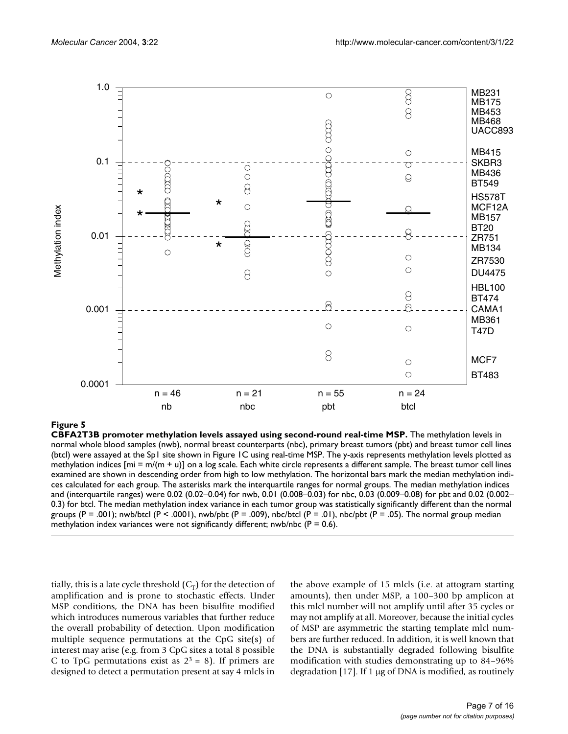**Figure 5**

**CBFA2T3B promoter methylation levels assayed using second-round real-time MSP.** The methylation levels in normal whole blood samples (nwb), normal breast counterparts (nbc), primary breast tumors (pbt) and breast tumor cell lines (btcl) were assayed at the Sp1 site shown in Figure 1C using real-time MSP. The y-axis represents methylation levels plotted as methylation indices [mi = m/(m + u)] on a log scale. Each white circle represents a different sample. The breast tumor cell lines examined are shown in descending order from high to low methylation. The horizontal bars mark the median methylation indices calculated for each group. The asterisks mark the interquartile ranges for normal groups. The median methylation indices and (interquartile ranges) were 0.02 (0.02–0.04) for nwb, 0.01 (0.008–0.03) for nbc, 0.03 (0.009–0.08) for pbt and 0.02 (0.002–0.3) for btcl. The median methylation index variance in each tumor group was statistically significantly different than the normal groups (P = .001); nwb/btcl (P < .0001), nwb/pbt (P = .009), nbc/btcl (P = .01), nbc/pbt (P = .05). The normal group median methylation index variances were not significantly different; nwb/nbc (P = 0.6).

tially, this is a late cycle threshold ($C_T$) for the detection of amplification and is prone to stochastic effects. Under MSP conditions, the DNA has been bisulfite modified which introduces numerous variables that further reduce the overall probability of detection. Upon modification multiple sequence permutations at the CpG site(s) of interest may arise (e.g. from 3 CpG sites a total 8 possible C to TpG permutations exist as $2^3 = 8$). If primers are designed to detect a permutation present at say 4 mlcls in the above example of 15 mlcls (i.e. at attogram starting amounts), then under MSP, a 100–300 bp amplicon at this mlcl number will not amplify until after 35 cycles or may not amplify at all. Moreover, because the initial cycles of MSP are asymmetric the starting template mlcl numbers are further reduced. In addition, it is well known that the DNA is substantially degraded following bisulfite modification with studies demonstrating up to 84–96% degradation [17]. If 1 μg of DNA is modified, as routinely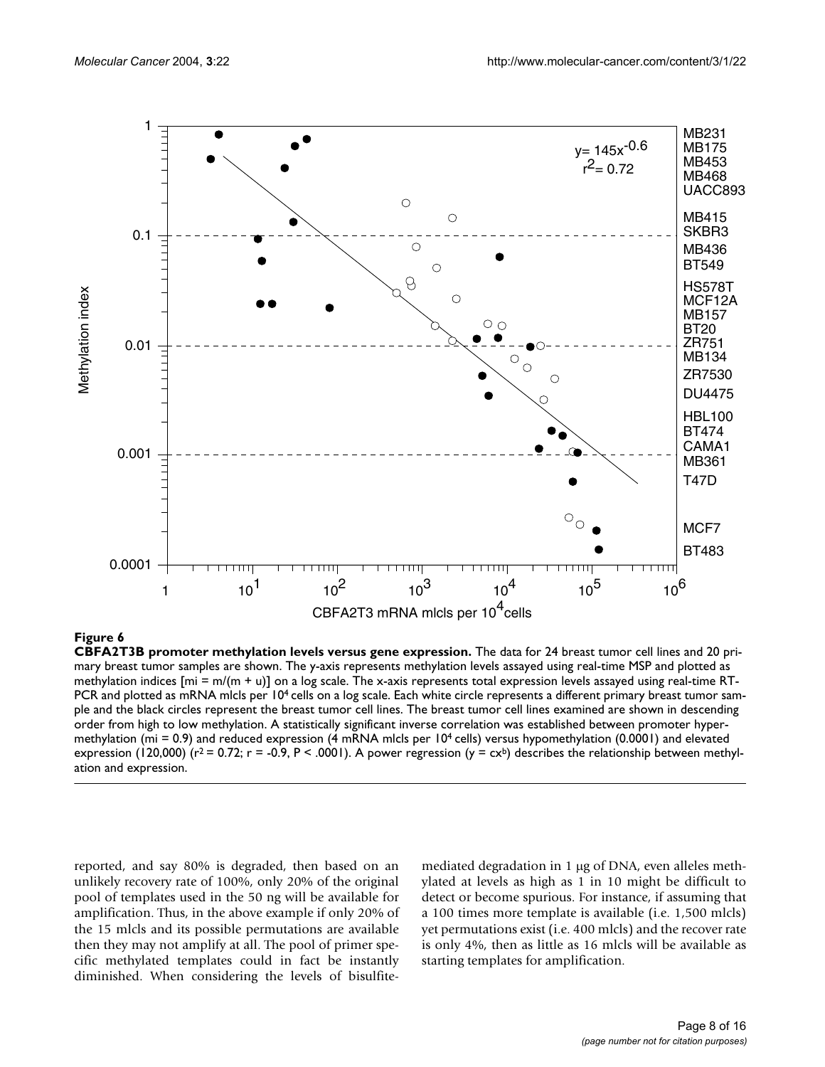**Figure 6**

**CBFA2T3B promoter methylation levels versus gene expression.** The data for 24 breast tumor cell lines and 20 primary breast tumor samples are shown. The y-axis represents methylation levels assayed using real-time MSP and plotted as methylation indices [mi = m/(m + u)] on a log scale. The x-axis represents total expression levels assayed using real-time RT-PCR and plotted as mRNA mlcls per $10^4$ cells on a log scale. Each white circle represents a different primary breast tumor sample and the black circles represent the breast tumor cell lines. The breast tumor cell lines examined are shown in descending order from high to low methylation. A statistically significant inverse correlation was established between promoter hypermethylation (mi = 0.9) and reduced expression (4 mRNA mlcls per $10^4$ cells) versus hypomethylation (0.0001) and elevated expression (120,000) ($r^2 = 0.72$; $r = -0.9$, $P < .0001$). A power regression ($y = cx^b$) describes the relationship between methylation and expression.

reported, and say 80% is degraded, then based on an unlikely recovery rate of 100%, only 20% of the original pool of templates used in the 50 ng will be available for amplification. Thus, in the above example if only 20% of the 15 mlcls and its possible permutations are available then they may not amplify at all. The pool of primer specific methylated templates could in fact be instantly diminished. When considering the levels of bisulfite-mediated degradation in 1 μg of DNA, even alleles methylated at levels as high as 1 in 10 might be difficult to detect or become spurious. For instance, if assuming that a 100 times more template is available (i.e. 1,500 mlcls) yet permutations exist (i.e. 400 mlcls) and the recover rate is only 4%, then as little as 16 mlcls will be available as starting templates for amplification.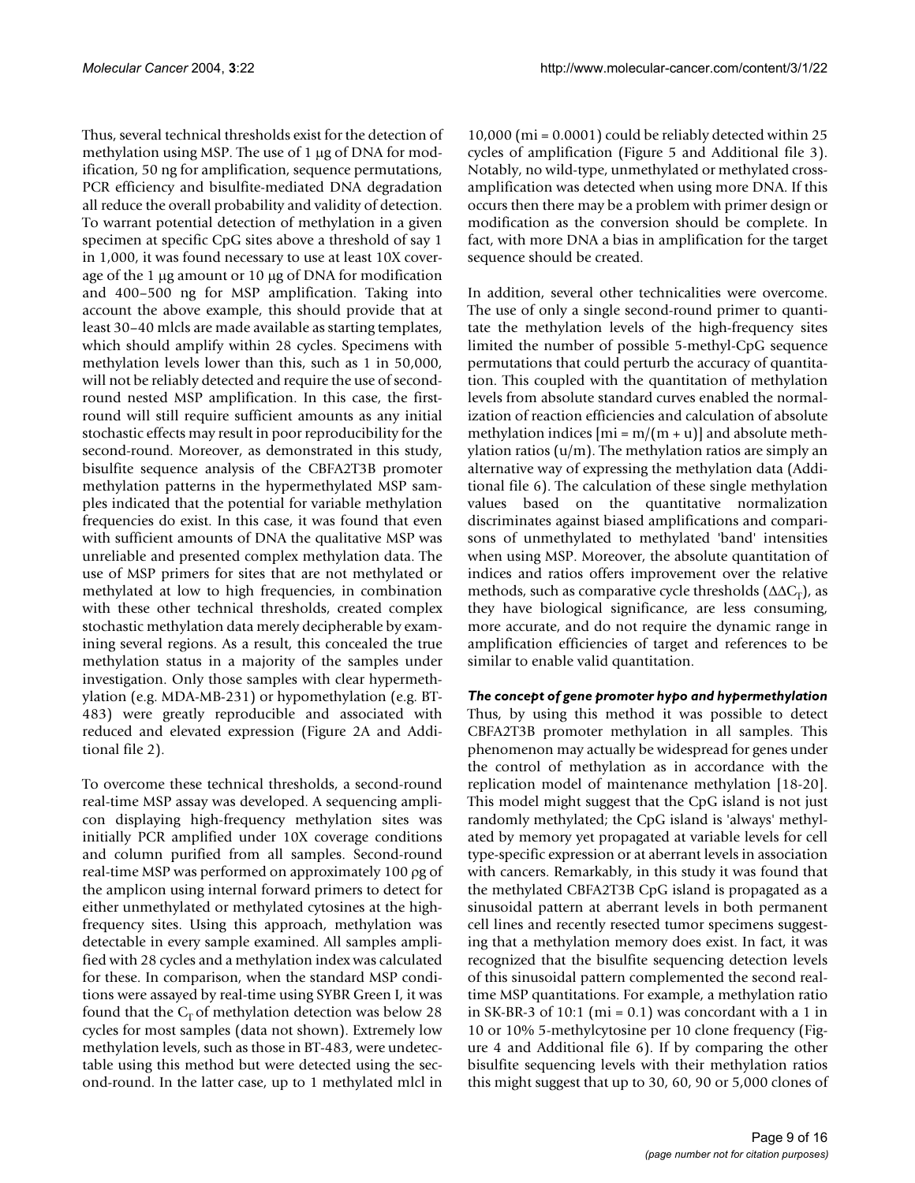Thus, several technical thresholds exist for the detection of methylation using MSP. The use of 1 μg of DNA for modification, 50 ng for amplification, sequence permutations, PCR efficiency and bisulfite-mediated DNA degradation all reduce the overall probability and validity of detection. To warrant potential detection of methylation in a given specimen at specific CpG sites above a threshold of say 1 in 1,000, it was found necessary to use at least 10X coverage of the 1 μg amount or 10 μg of DNA for modification and 400–500 ng for MSP amplification. Taking into account the above example, this should provide that at least 30–40 mlcls are made available as starting templates, which should amplify within 28 cycles. Specimens with methylation levels lower than this, such as 1 in 50,000, will not be reliably detected and require the use of second-round nested MSP amplification. In this case, the first-round will still require sufficient amounts as any initial stochastic effects may result in poor reproducibility for the second-round. Moreover, as demonstrated in this study, bisulfite sequence analysis of the CBFA2T3B promoter methylation patterns in the hypermethylated MSP samples indicated that the potential for variable methylation frequencies do exist. In this case, it was found that even with sufficient amounts of DNA the qualitative MSP was unreliable and presented complex methylation data. The use of MSP primers for sites that are not methylated or methylated at low to high frequencies, in combination with these other technical thresholds, created complex stochastic methylation data merely decipherable by examining several regions. As a result, this concealed the true methylation status in a majority of the samples under investigation. Only those samples with clear hypermethylation (e.g. MDA-MB-231) or hypomethylation (e.g. BT-483) were greatly reproducible and associated with reduced and elevated expression (Figure 2A and Additional file 2).

To overcome these technical thresholds, a second-round real-time MSP assay was developed. A sequencing amplicon displaying high-frequency methylation sites was initially PCR amplified under 10X coverage conditions and column purified from all samples. Second-round real-time MSP was performed on approximately 100 ρg of the amplicon using internal forward primers to detect for either unmethylated or methylated cytosines at the high-frequency sites. Using this approach, methylation was detectable in every sample examined. All samples amplified with 28 cycles and a methylation index was calculated for these. In comparison, when the standard MSP conditions were assayed by real-time using SYBR Green I, it was found that the $C_T$ of methylation detection was below 28 cycles for most samples (data not shown). Extremely low methylation levels, such as those in BT-483, were undetectable using this method but were detected using the second-round. In the latter case, up to 1 methylated mlcl in 10,000 (mi = 0.0001) could be reliably detected within 25 cycles of amplification (Figure 5 and Additional file 3). Notably, no wild-type, unmethylated or methylated cross-amplification was detected when using more DNA. If this occurs then there may be a problem with primer design or modification as the conversion should be complete. In fact, with more DNA a bias in amplification for the target sequence should be created.

In addition, several other technicalities were overcome. The use of only a single second-round primer to quantitate the methylation levels of the high-frequency sites limited the number of possible 5-methyl-CpG sequence permutations that could perturb the accuracy of quantitation. This coupled with the quantitation of methylation levels from absolute standard curves enabled the normalization of reaction efficiencies and calculation of absolute methylation indices [mi = m/(m + u)] and absolute methylation ratios (u/m). The methylation ratios are simply an alternative way of expressing the methylation data (Additional file 6). The calculation of these single methylation values based on the quantitative normalization discriminates against biased amplifications and comparisons of unmethylated to methylated 'band' intensities when using MSP. Moreover, the absolute quantitation of indices and ratios offers improvement over the relative methods, such as comparative cycle thresholds ($\Delta\Delta C_T$), as they have biological significance, are less consuming, more accurate, and do not require the dynamic range in amplification efficiencies of target and references to be similar to enable valid quantitation.

### *The concept of gene promoter hypo and hypermethylation*

Thus, by using this method it was possible to detect CBFA2T3B promoter methylation in all samples. This phenomenon may actually be widespread for genes under the control of methylation as in accordance with the replication model of maintenance methylation [18-20]. This model might suggest that the CpG island is not just randomly methylated; the CpG island is 'always' methylated by memory yet propagated at variable levels for cell type-specific expression or at aberrant levels in association with cancers. Remarkably, in this study it was found that the methylated CBFA2T3B CpG island is propagated as a sinusoidal pattern at aberrant levels in both permanent cell lines and recently resected tumor specimens suggesting that a methylation memory does exist. In fact, it was recognized that the bisulfite sequencing detection levels of this sinusoidal pattern complemented the second real-time MSP quantitations. For example, a methylation ratio in SK-BR-3 of 10:1 (mi = 0.1) was concordant with a 1 in 10 or 10% 5-methylcytosine per 10 clone frequency (Figure 4 and Additional file 6). If by comparing the other bisulfite sequencing levels with their methylation ratios this might suggest that up to 30, 60, 90 or 5,000 clones of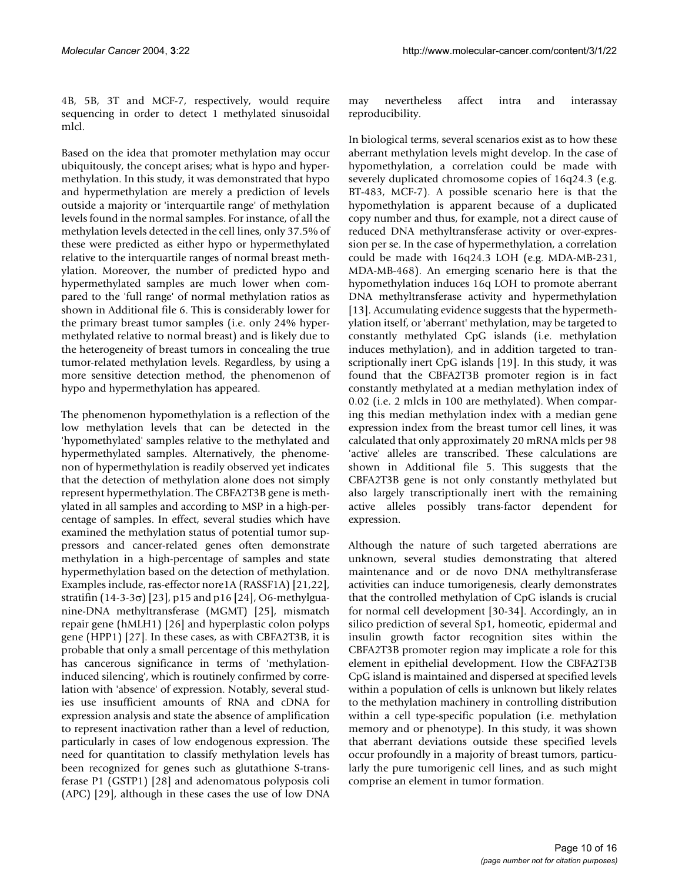4B, 5B, 3T and MCF-7, respectively, would require sequencing in order to detect 1 methylated sinusoidal mlcl.

Based on the idea that promoter methylation may occur ubiquitously, the concept arises; what is hypo and hypermethylation. In this study, it was demonstrated that hypo and hypermethylation are merely a prediction of levels outside a majority or 'interquartile range' of methylation levels found in the normal samples. For instance, of all the methylation levels detected in the cell lines, only 37.5% of these were predicted as either hypo or hypermethylated relative to the interquartile ranges of normal breast methylation. Moreover, the number of predicted hypo and hypermethylated samples are much lower when compared to the 'full range' of normal methylation ratios as shown in Additional file 6. This is considerably lower for the primary breast tumor samples (i.e. only 24% hypermethylated relative to normal breast) and is likely due to the heterogeneity of breast tumors in concealing the true tumor-related methylation levels. Regardless, by using a more sensitive detection method, the phenomenon of hypo and hypermethylation has appeared.

The phenomenon hypomethylation is a reflection of the low methylation levels that can be detected in the 'hypomethylated' samples relative to the methylated and hypermethylated samples. Alternatively, the phenomenon of hypermethylation is readily observed yet indicates that the detection of methylation alone does not simply represent hypermethylation. The CBFA2T3B gene is methylated in all samples and according to MSP in a high-percentage of samples. In effect, several studies which have examined the methylation status of potential tumor suppressors and cancer-related genes often demonstrate methylation in a high-percentage of samples and state hypermethylation based on the detection of methylation. Examples include, ras-effector nore1A (RASSF1A) [21,22], stratifin (14-3-3σ) [23], p15 and p16 [24], O6-methylguanine-DNA methyltransferase (MGMT) [25], mismatch repair gene (hMLH1) [26] and hyperplastic colon polyps gene (HPP1) [27]. In these cases, as with CBFA2T3B, it is probable that only a small percentage of this methylation has cancerous significance in terms of 'methylation-induced silencing', which is routinely confirmed by correlation with 'absence' of expression. Notably, several studies use insufficient amounts of RNA and cDNA for expression analysis and state the absence of amplification to represent inactivation rather than a level of reduction, particularly in cases of low endogenous expression. The need for quantitation to classify methylation levels has been recognized for genes such as glutathione S-transferase P1 (GSTP1) [28] and adenomatous polyposis coli (APC) [29], although in these cases the use of low DNA may nevertheless affect intra and interassay reproducibility.

In biological terms, several scenarios exist as to how these aberrant methylation levels might develop. In the case of hypomethylation, a correlation could be made with severely duplicated chromosome copies of 16q24.3 (e.g. BT-483, MCF-7). A possible scenario here is that the hypomethylation is apparent because of a duplicated copy number and thus, for example, not a direct cause of reduced DNA methyltransferase activity or over-expression per se. In the case of hypermethylation, a correlation could be made with 16q24.3 LOH (e.g. MDA-MB-231, MDA-MB-468). An emerging scenario here is that the hypomethylation induces 16q LOH to promote aberrant DNA methyltransferase activity and hypermethylation [13]. Accumulating evidence suggests that the hypermethylation itself, or 'aberrant' methylation, may be targeted to constantly methylated CpG islands (i.e. methylation induces methylation), and in addition targeted to transcriptionally inert CpG islands [19]. In this study, it was found that the CBFA2T3B promoter region is in fact constantly methylated at a median methylation index of 0.02 (i.e. 2 mlcls in 100 are methylated). When comparing this median methylation index with a median gene expression index from the breast tumor cell lines, it was calculated that only approximately 20 mRNA mlcls per 98 'active' alleles are transcribed. These calculations are shown in Additional file 5. This suggests that the CBFA2T3B gene is not only constantly methylated but also largely transcriptionally inert with the remaining active alleles possibly trans-factor dependent for expression.

Although the nature of such targeted aberrations are unknown, several studies demonstrating that altered maintenance and or de novo DNA methyltransferase activities can induce tumorigenesis, clearly demonstrates that the controlled methylation of CpG islands is crucial for normal cell development [30-34]. Accordingly, an in silico prediction of several Sp1, homeotic, epidermal and insulin growth factor recognition sites within the CBFA2T3B promoter region may implicate a role for this element in epithelial development. How the CBFA2T3B CpG island is maintained and dispersed at specified levels within a population of cells is unknown but likely relates to the methylation machinery in controlling distribution within a cell type-specific population (i.e. methylation memory and or phenotype). In this study, it was shown that aberrant deviations outside these specified levels occur profoundly in a majority of breast tumors, particularly the pure tumorigenic cell lines, and as such might comprise an element in tumor formation.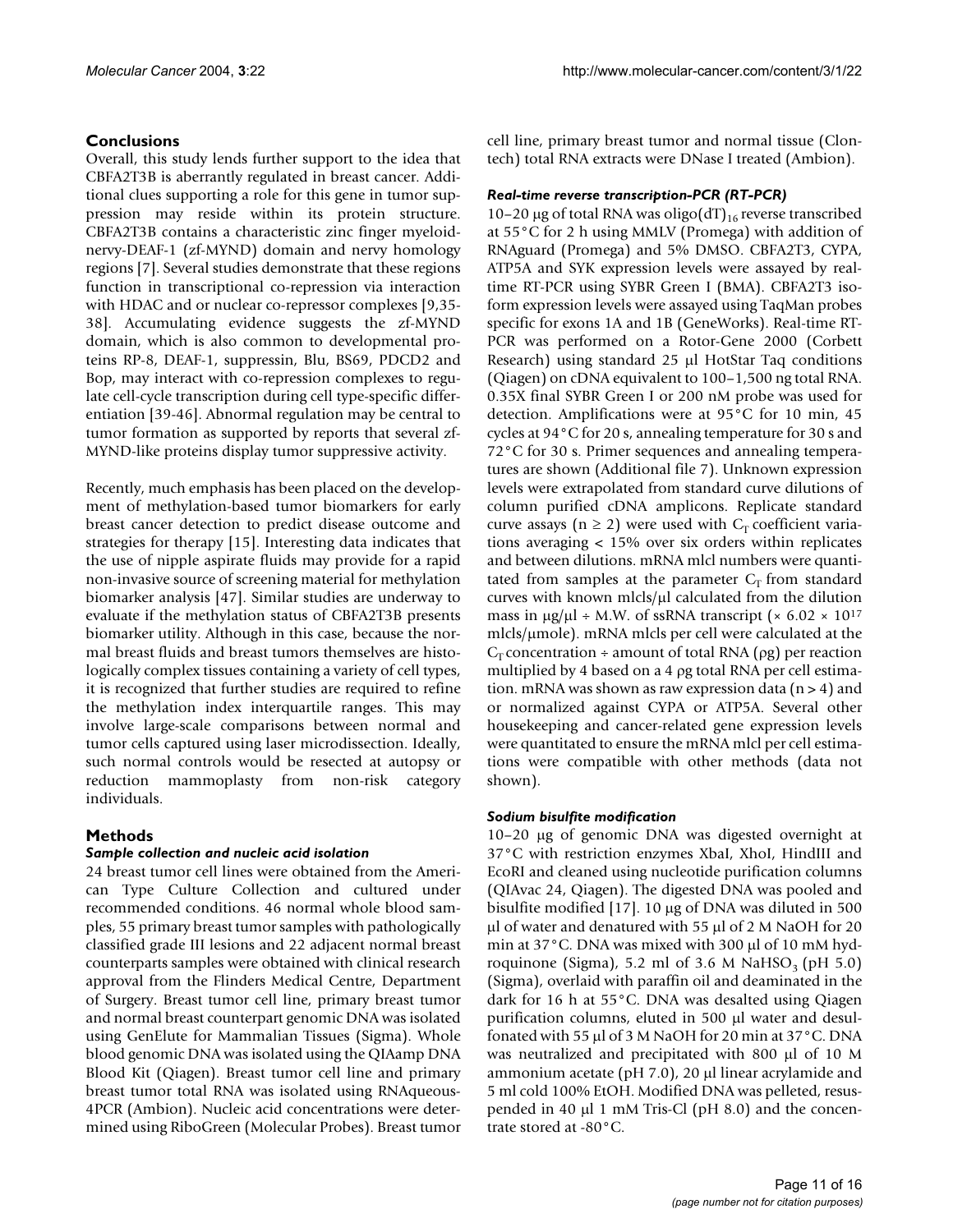## Conclusions

Overall, this study lends further support to the idea that CBFA2T3B is aberrantly regulated in breast cancer. Additional clues supporting a role for this gene in tumor suppression may reside within its protein structure. CBFA2T3B contains a characteristic zinc finger myeloid-nervy-DEAF-1 (zf-MYND) domain and nervy homology regions [7]. Several studies demonstrate that these regions function in transcriptional co-repression via interaction with HDAC and or nuclear co-repressor complexes [9,35-38]. Accumulating evidence suggests the zf-MYND domain, which is also common to developmental proteins RP-8, DEAF-1, suppressin, Blu, BS69, PDCD2 and Bop, may interact with co-repression complexes to regulate cell-cycle transcription during cell type-specific differentiation [39-46]. Abnormal regulation may be central to tumor formation as supported by reports that several zf-MYND-like proteins display tumor suppressive activity.

Recently, much emphasis has been placed on the development of methylation-based tumor biomarkers for early breast cancer detection to predict disease outcome and strategies for therapy [15]. Interesting data indicates that the use of nipple aspirate fluids may provide for a rapid non-invasive source of screening material for methylation biomarker analysis [47]. Similar studies are underway to evaluate if the methylation status of CBFA2T3B presents biomarker utility. Although in this case, because the normal breast fluids and breast tumors themselves are histologically complex tissues containing a variety of cell types, it is recognized that further studies are required to refine the methylation index interquartile ranges. This may involve large-scale comparisons between normal and tumor cells captured using laser microdissection. Ideally, such normal controls would be resected at autopsy or reduction mammoplasty from non-risk category individuals.

## Methods

### *Sample collection and nucleic acid isolation*

24 breast tumor cell lines were obtained from the American Type Culture Collection and cultured under recommended conditions. 46 normal whole blood samples, 55 primary breast tumor samples with pathologically classified grade III lesions and 22 adjacent normal breast counterparts samples were obtained with clinical research approval from the Flinders Medical Centre, Department of Surgery. Breast tumor cell line, primary breast tumor and normal breast counterpart genomic DNA was isolated using GenElute for Mammalian Tissues (Sigma). Whole blood genomic DNA was isolated using the QIAamp DNA Blood Kit (Qiagen). Breast tumor cell line and primary breast tumor total RNA was isolated using RNAqueous-4PCR (Ambion). Nucleic acid concentrations were determined using RiboGreen (Molecular Probes). Breast tumor cell line, primary breast tumor and normal tissue (Clontech) total RNA extracts were DNase I treated (Ambion).

### *Real-time reverse transcription-PCR (RT-PCR)*

10–20 μg of total RNA was oligo$(dT)_{16}$ reverse transcribed at 55°C for 2 h using MMLV (Promega) with addition of RNAguard (Promega) and 5% DMSO. CBFA2T3, CYPA, ATP5A and SYK expression levels were assayed by real-time RT-PCR using SYBR Green I (BMA). CBFA2T3 isoform expression levels were assayed using TaqMan probes specific for exons 1A and 1B (GeneWorks). Real-time RT-PCR was performed on a Rotor-Gene 2000 (Corbett Research) using standard 25 μl HotStar Taq conditions (Qiagen) on cDNA equivalent to 100–1,500 ng total RNA. 0.35X final SYBR Green I or 200 nM probe was used for detection. Amplifications were at 95°C for 10 min, 45 cycles at 94°C for 20 s, annealing temperature for 30 s and 72°C for 30 s. Primer sequences and annealing temperatures are shown (Additional file 7). Unknown expression levels were extrapolated from standard curve dilutions of column purified cDNA amplicons. Replicate standard curve assays ($n \geq 2$) were used with $C_T$ coefficient variations averaging < 15% over six orders within replicates and between dilutions. mRNA mlcl numbers were quantitated from samples at the parameter $C_T$ from standard curves with known mlcls/μl calculated from the dilution mass in μg/μl ÷ M.W. of ssRNA transcript ($\times 6.02 \times 10^{17}$ mlcls/μmole). mRNA mlcls per cell were calculated at the $C_T$ concentration ÷ amount of total RNA (ρg) per reaction multiplied by 4 based on a 4 ρg total RNA per cell estimation. mRNA was shown as raw expression data ($n > 4$) and or normalized against CYPA or ATP5A. Several other housekeeping and cancer-related gene expression levels were quantitated to ensure the mRNA mlcl per cell estimations were compatible with other methods (data not shown).

### *Sodium bisulfite modification*

10–20 μg of genomic DNA was digested overnight at 37°C with restriction enzymes XbaI, XhoI, HindIII and EcoRI and cleaned using nucleotide purification columns (QIAvac 24, Qiagen). The digested DNA was pooled and bisulfite modified [17]. 10 μg of DNA was diluted in 500 μl of water and denatured with 55 μl of 2 M NaOH for 20 min at 37°C. DNA was mixed with 300 μl of 10 mM hydroquinone (Sigma), 5.2 ml of 3.6 M $NaHSO_3$ (pH 5.0) (Sigma), overlaid with paraffin oil and deaminated in the dark for 16 h at 55°C. DNA was desalted using Qiagen purification columns, eluted in 500 μl water and desulfonated with 55 μl of 3 M NaOH for 20 min at 37°C. DNA was neutralized and precipitated with 800 μl of 10 M ammonium acetate (pH 7.0), 20 μl linear acrylamide and 5 ml cold 100% EtOH. Modified DNA was pelleted, resuspended in 40 μl 1 mM Tris-Cl (pH 8.0) and the concentrate stored at -80°C.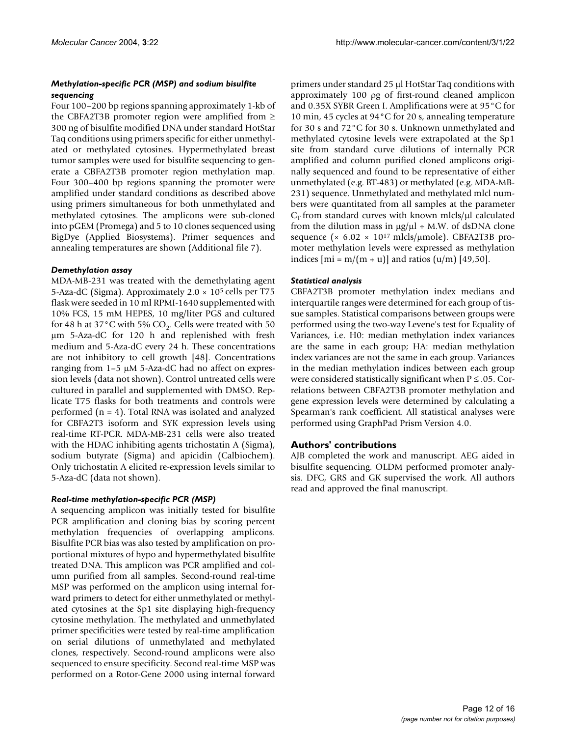### Methylation-specific PCR (MSP) and sodium bisulfite sequencing

Four 100–200 bp regions spanning approximately 1-kb of the CBFA2T3B promoter region were amplified from ≥ 300 ng of bisulfite modified DNA under standard HotStar Taq conditions using primers specific for either unmethylated or methylated cytosines. Hypermethylated breast tumor samples were used for bisulfite sequencing to generate a CBFA2T3B promoter region methylation map. Four 300–400 bp regions spanning the promoter were amplified under standard conditions as described above using primers simultaneous for both unmethylated and methylated cytosines. The amplicons were sub-cloned into pGEM (Promega) and 5 to 10 clones sequenced using BigDye (Applied Biosystems). Primer sequences and annealing temperatures are shown (Additional file 7).

### Demethylation assay

MDA-MB-231 was treated with the demethylating agent 5-Aza-dC (Sigma). Approximately $2.0 \times 10^5$ cells per T75 flask were seeded in 10 ml RPMI-1640 supplemented with 10% FCS, 15 mM HEPES, 10 mg/liter PGS and cultured for 48 h at 37°C with 5% $CO_2$. Cells were treated with 50 μm 5-Aza-dC for 120 h and replenished with fresh medium and 5-Aza-dC every 24 h. These concentrations are not inhibitory to cell growth [48]. Concentrations ranging from 1–5 μM 5-Aza-dC had no affect on expression levels (data not shown). Control untreated cells were cultured in parallel and supplemented with DMSO. Replicate T75 flasks for both treatments and controls were performed (n = 4). Total RNA was isolated and analyzed for CBFA2T3 isoform and SYK expression levels using real-time RT-PCR. MDA-MB-231 cells were also treated with the HDAC inhibiting agents trichostatin A (Sigma), sodium butyrate (Sigma) and apicidin (Calbiochem). Only trichostatin A elicited re-expression levels similar to 5-Aza-dC (data not shown).

### Real-time methylation-specific PCR (MSP)

A sequencing amplicon was initially tested for bisulfite PCR amplification and cloning bias by scoring percent methylation frequencies of overlapping amplicons. Bisulfite PCR bias was also tested by amplification on proportional mixtures of hypo and hypermethylated bisulfite treated DNA. This amplicon was PCR amplified and column purified from all samples. Second-round real-time MSP was performed on the amplicon using internal forward primers to detect for either unmethylated or methylated cytosines at the Sp1 site displaying high-frequency cytosine methylation. The methylated and unmethylated primer specificities were tested by real-time amplification on serial dilutions of unmethylated and methylated clones, respectively. Second-round amplicons were also sequenced to ensure specificity. Second real-time MSP was performed on a Rotor-Gene 2000 using internal forward primers under standard 25 μl HotStar Taq conditions with approximately 100 ρg of first-round cleaned amplicon and 0.35X SYBR Green I. Amplifications were at 95°C for 10 min, 45 cycles at 94°C for 20 s, annealing temperature for 30 s and 72°C for 30 s. Unknown unmethylated and methylated cytosine levels were extrapolated at the Sp1 site from standard curve dilutions of internally PCR amplified and column purified cloned amplicons originally sequenced and found to be representative of either unmethylated (e.g. BT-483) or methylated (e.g. MDA-MB-231) sequence. Unmethylated and methylated mlcl numbers were quantitated from all samples at the parameter $C_T$ from standard curves with known mlcls/μl calculated from the dilution mass in μg/μl ÷ M.W. of dsDNA clone sequence ($\times 6.02 \times 10^{17}$ mlcls/μmole). CBFA2T3B promoter methylation levels were expressed as methylation indices [mi = m/(m + u)] and ratios (u/m) [49,50].

### Statistical analysis

CBFA2T3B promoter methylation index medians and interquartile ranges were determined for each group of tissue samples. Statistical comparisons between groups were performed using the two-way Levene's test for Equality of Variances, i.e. H0: median methylation index variances are the same in each group; HA: median methylation index variances are not the same in each group. Variances in the median methylation indices between each group were considered statistically significant when $P \leq .05$. Correlations between CBFA2T3B promoter methylation and gene expression levels were determined by calculating a Spearman's rank coefficient. All statistical analyses were performed using GraphPad Prism Version 4.0.

## Authors' contributions

AJB completed the work and manuscript. AEG aided in bisulfite sequencing. OLDM performed promoter analysis. DFC, GRS and GK supervised the work. All authors read and approved the final manuscript.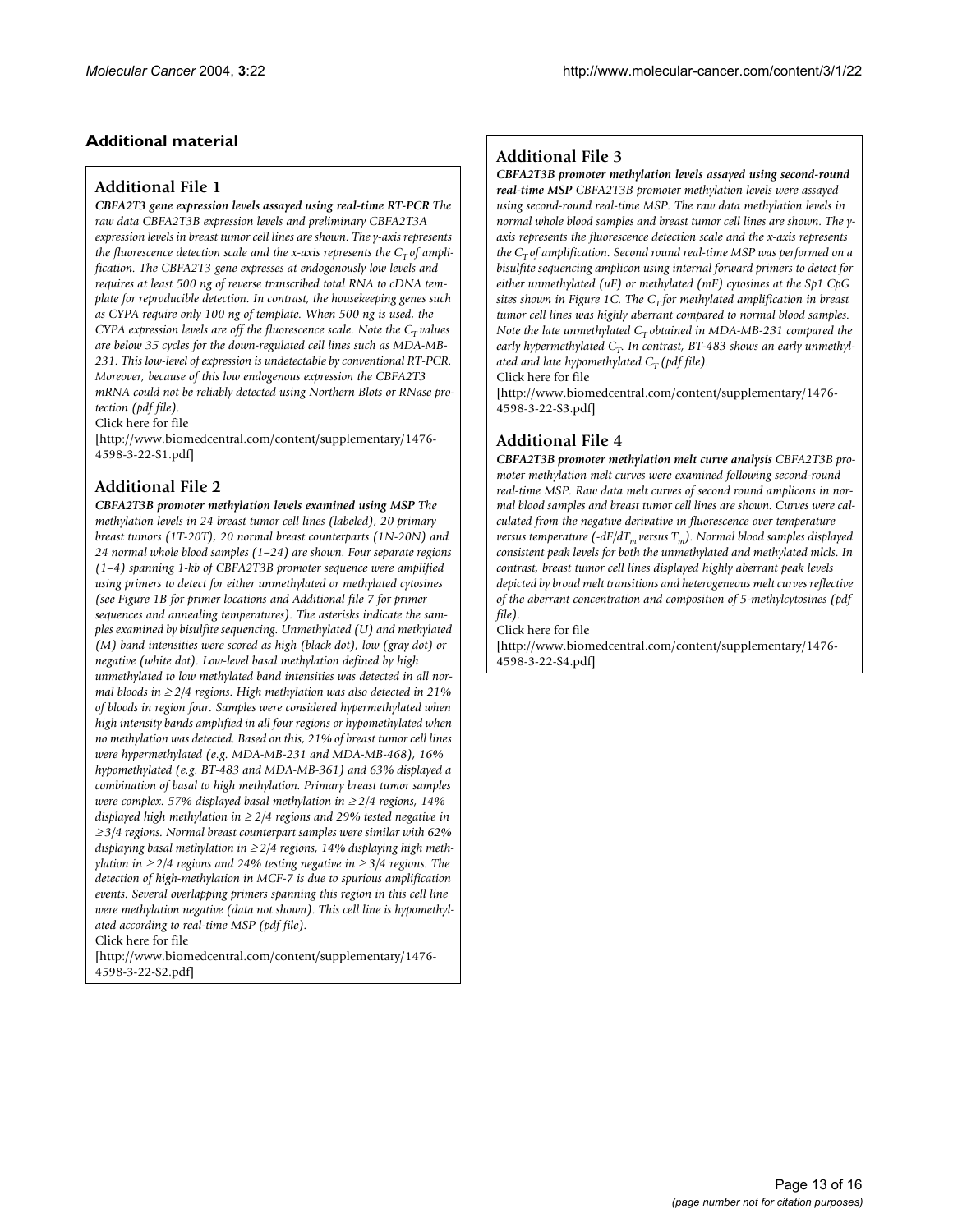## Additional material

### Additional File 1

***CBFA2T3 gene expression levels assayed using real-time RT-PCR*** *The raw data CBFA2T3B expression levels and preliminary CBFA2T3A expression levels in breast tumor cell lines are shown. The y-axis represents the fluorescence detection scale and the x-axis represents the $C_T$ of amplification. The CBFA2T3 gene expresses at endogenously low levels and requires at least 500 ng of reverse transcribed total RNA to cDNA template for reproducible detection. In contrast, the housekeeping genes such as CYPA require only 100 ng of template. When 500 ng is used, the CYPA expression levels are off the fluorescence scale. Note the $C_T$ values are below 35 cycles for the down-regulated cell lines such as MDA-MB-231. This low-level of expression is undetectable by conventional RT-PCR. Moreover, because of this low endogenous expression the CBFA2T3 mRNA could not be reliably detected using Northern Blots or RNase protection (pdf file).*

Click here for file

[http://www.biomedcentral.com/content/supplementary/1476-4598-3-22-S1.pdf]

### Additional File 2

***CBFA2T3B promoter methylation levels examined using MSP*** *The methylation levels in 24 breast tumor cell lines (labeled), 20 primary breast tumors (1T-20T), 20 normal breast counterparts (1N-20N) and 24 normal whole blood samples (1–24) are shown. Four separate regions (1–4) spanning 1-kb of CBFA2T3B promoter sequence were amplified using primers to detect for either unmethylated or methylated cytosines (see Figure 1B for primer locations and Additional file 7 for primer sequences and annealing temperatures). The asterisks indicate the samples examined by bisulfite sequencing. Unmethylated (U) and methylated (M) band intensities were scored as high (black dot), low (gray dot) or negative (white dot). Low-level basal methylation defined by high unmethylated to low methylated band intensities was detected in all normal bloods in ≥ 2/4 regions. High methylation was also detected in 21% of bloods in region four. Samples were considered hypermethylated when high intensity bands amplified in all four regions or hypomethylated when no methylation was detected. Based on this, 21% of breast tumor cell lines were hypermethylated (e.g. MDA-MB-231 and MDA-MB-468), 16% hypomethylated (e.g. BT-483 and MDA-MB-361) and 63% displayed a combination of basal to high methylation. Primary breast tumor samples were complex. 57% displayed basal methylation in ≥ 2/4 regions, 14% displayed high methylation in ≥ 2/4 regions and 29% tested negative in ≥ 3/4 regions. Normal breast counterpart samples were similar with 62% displaying basal methylation in ≥ 2/4 regions, 14% displaying high methylation in ≥ 2/4 regions and 24% testing negative in ≥ 3/4 regions. The detection of high-methylation in MCF-7 is due to spurious amplification events. Several overlapping primers spanning this region in this cell line were methylation negative (data not shown). This cell line is hypomethylated according to real-time MSP (pdf file).*

Click here for file

[http://www.biomedcentral.com/content/supplementary/1476-4598-3-22-S2.pdf]

### Additional File 3

***CBFA2T3B promoter methylation levels assayed using second-round real-time MSP*** *CBFA2T3B promoter methylation levels were assayed using second-round real-time MSP. The raw data methylation levels in normal whole blood samples and breast tumor cell lines are shown. The y-axis represents the fluorescence detection scale and the x-axis represents the $C_T$ of amplification. Second round real-time MSP was performed on a bisulfite sequencing amplicon using internal forward primers to detect for either unmethylated (uF) or methylated (mF) cytosines at the Sp1 CpG sites shown in Figure 1C. The $C_T$ for methylated amplification in breast tumor cell lines was highly aberrant compared to normal blood samples. Note the late unmethylated $C_T$ obtained in MDA-MB-231 compared the early hypermethylated $C_T$. In contrast, BT-483 shows an early unmethylated and late hypomethylated $C_T$ (pdf file).*

Click here for file

[http://www.biomedcentral.com/content/supplementary/1476-4598-3-22-S3.pdf]

### Additional File 4

***CBFA2T3B promoter methylation melt curve analysis*** *CBFA2T3B promoter methylation melt curves were examined following second-round real-time MSP. Raw data melt curves of second round amplicons in normal blood samples and breast tumor cell lines are shown. Curves were calculated from the negative derivative in fluorescence over temperature versus temperature ($-dF/dT_m$ versus $T_m$). Normal blood samples displayed consistent peak levels for both the unmethylated and methylated mlcls. In contrast, breast tumor cell lines displayed highly aberrant peak levels depicted by broad melt transitions and heterogeneous melt curves reflective of the aberrant concentration and composition of 5-methylcytosines (pdf file).*

Click here for file

[http://www.biomedcentral.com/content/supplementary/1476-4598-3-22-S4.pdf]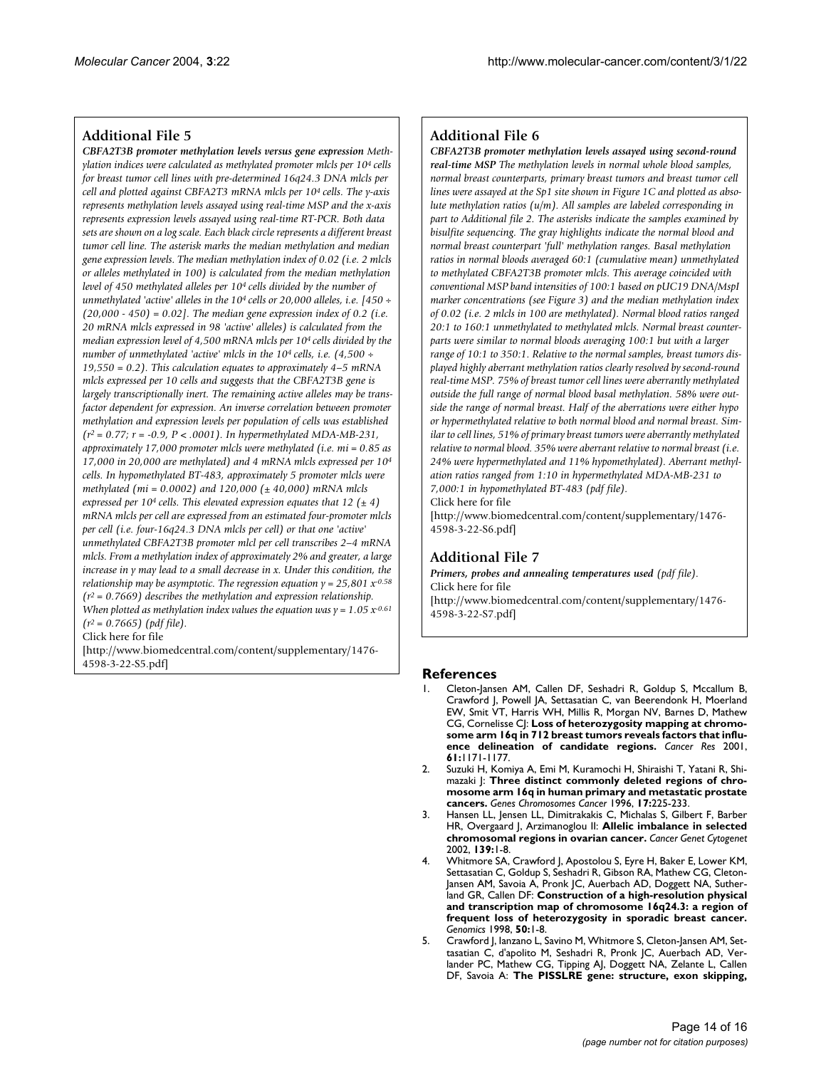## Additional File 5

***CBFA2T3B promoter methylation levels versus gene expression*** *Methylation indices were calculated as methylated promoter mlcls per $10^4$ cells for breast tumor cell lines with pre-determined 16q24.3 DNA mlcls per cell and plotted against CBFA2T3 mRNA mlcls per $10^4$ cells. The y-axis represents methylation levels assayed using real-time MSP and the x-axis represents expression levels assayed using real-time RT-PCR. Both data sets are shown on a log scale. Each black circle represents a different breast tumor cell line. The asterisk marks the median methylation and median gene expression levels. The median methylation index of 0.02 (i.e. 2 mlcls or alleles methylated in 100) is calculated from the median methylation level of 450 methylated alleles per $10^4$ cells divided by the number of unmethylated 'active' alleles in the $10^4$ cells or 20,000 alleles, i.e. [450 ÷ (20,000 - 450) = 0.02]. The median gene expression index of 0.2 (i.e. 20 mRNA mlcls expressed in 98 'active' alleles) is calculated from the median expression level of 4,500 mRNA mlcls per $10^4$ cells divided by the number of unmethylated 'active' mlcls in the $10^4$ cells, i.e. (4,500 ÷ 19,550 = 0.2). This calculation equates to approximately 4–5 mRNA mlcls expressed per 10 cells and suggests that the CBFA2T3B gene is largely transcriptionally inert. The remaining active alleles may be transfactor dependent for expression. An inverse correlation between promoter methylation and expression levels per population of cells was established ($r^2 = 0.77$; $r = -0.9$, $P < .0001$). In hypermethylated MDA-MB-231, approximately 17,000 promoter mlcls were methylated (i.e. mi = 0.85 as 17,000 in 20,000 are methylated) and 4 mRNA mlcls expressed per $10^4$ cells. In hypomethylated BT-483, approximately 5 promoter mlcls were methylated (mi = 0.0002) and 120,000 (± 40,000) mRNA mlcls expressed per $10^4$ cells. This elevated expression equates that 12 (± 4) mRNA mlcls per cell are expressed from an estimated four-promoter mlcls per cell (i.e. four-16q24.3 DNA mlcls per cell) or that one 'active' unmethylated CBFA2T3B promoter mlcl per cell transcribes 2–4 mRNA mlcls. From a methylation index of approximately 2% and greater, a large increase in y may lead to a small decrease in x. Under this condition, the relationship may be asymptotic. The regression equation $y = 25{,}801\ x^{-0.58}$ ($r^2 = 0.7669$) describes the methylation and expression relationship. When plotted as methylation index values the equation was $y = 1.05\ x^{-0.61}$ ($r^2 = 0.7665$) (pdf file).*

Click here for file

[http://www.biomedcentral.com/content/supplementary/1476-4598-3-22-S5.pdf]

## Additional File 6

***CBFA2T3B promoter methylation levels assayed using second-round real-time MSP*** *The methylation levels in normal whole blood samples, normal breast counterparts, primary breast tumors and breast tumor cell lines were assayed at the Sp1 site shown in Figure 1C and plotted as absolute methylation ratios (u/m). All samples are labeled corresponding in part to Additional file 2. The asterisks indicate the samples examined by bisulfite sequencing. The gray highlights indicate the normal blood and normal breast counterpart 'full' methylation ranges. Basal methylation ratios in normal bloods averaged 60:1 (cumulative mean) unmethylated to methylated CBFA2T3B promoter mlcls. This average coincided with conventional MSP band intensities of 100:1 based on pUC19 DNA/MspI marker concentrations (see Figure 3) and the median methylation index of 0.02 (i.e. 2 mlcls in 100 are methylated). Normal blood ratios ranged 20:1 to 160:1 unmethylated to methylated mlcls. Normal breast counterparts were similar to normal bloods averaging 100:1 but with a larger range of 10:1 to 350:1. Relative to the normal samples, breast tumors displayed highly aberrant methylation ratios clearly resolved by second-round real-time MSP. 75% of breast tumor cell lines were aberrantly methylated outside the full range of normal blood basal methylation. 58% were outside the range of normal breast. Half of the aberrations were either hypo or hypermethylated relative to both normal blood and normal breast. Similar to cell lines, 51% of primary breast tumors were aberrantly methylated relative to normal blood. 35% were aberrant relative to normal breast (i.e. 24% were hypermethylated and 11% hypomethylated). Aberrant methylation ratios ranged from 1:10 in hypermethylated MDA-MB-231 to 7,000:1 in hypomethylated BT-483 (pdf file).*

Click here for file

[http://www.biomedcentral.com/content/supplementary/1476-4598-3-22-S6.pdf]

## Additional File 7

***Primers, probes and annealing temperatures used*** *(pdf file).*

Click here for file

[http://www.biomedcentral.com/content/supplementary/1476-4598-3-22-S7.pdf]

## References

1. Cleton-Jansen AM, Callen DF, Seshadri R, Goldup S, Mccallum B, Crawford J, Powell JA, Settasatian C, van Beerendonk H, Moerland EW, Smit VT, Harris WH, Millis R, Morgan NV, Barnes D, Mathew CG, Cornelisse CJ: **Loss of heterozygosity mapping at chromosome arm 16q in 712 breast tumors reveals factors that influence delineation of candidate regions.** *Cancer Res* 2001, **61:**1171-1177.
2. Suzuki H, Komiya A, Emi M, Kuramochi H, Shiraishi T, Yatani R, Shimazaki J: **Three distinct commonly deleted regions of chromosome arm 16q in human primary and metastatic prostate cancers.** *Genes Chromosomes Cancer* 1996, **17:**225-233.
3. Hansen LL, Jensen LL, Dimitrakakis C, Michalas S, Gilbert F, Barber HR, Overgaard J, Arzimanoglou II: **Allelic imbalance in selected chromosomal regions in ovarian cancer.** *Cancer Genet Cytogenet* 2002, **139:**1-8.
4. Whitmore SA, Crawford J, Apostolou S, Eyre H, Baker E, Lower KM, Settasatian C, Goldup S, Seshadri R, Gibson RA, Mathew CG, Cleton-Jansen AM, Savoia A, Pronk JC, Auerbach AD, Doggett NA, Sutherland GR, Callen DF: **Construction of a high-resolution physical and transcription map of chromosome 16q24.3: a region of frequent loss of heterozygosity in sporadic breast cancer.** *Genomics* 1998, **50:**1-8.
5. Crawford J, Ianzano L, Savino M, Whitmore S, Cleton-Jansen AM, Settasatian C, d'apolito M, Seshadri R, Pronk JC, Auerbach AD, Verlander PC, Mathew CG, Tipping AJ, Doggett NA, Zelante L, Callen DF, Savoia A: **The PISSLRE gene: structure, exon skipping,**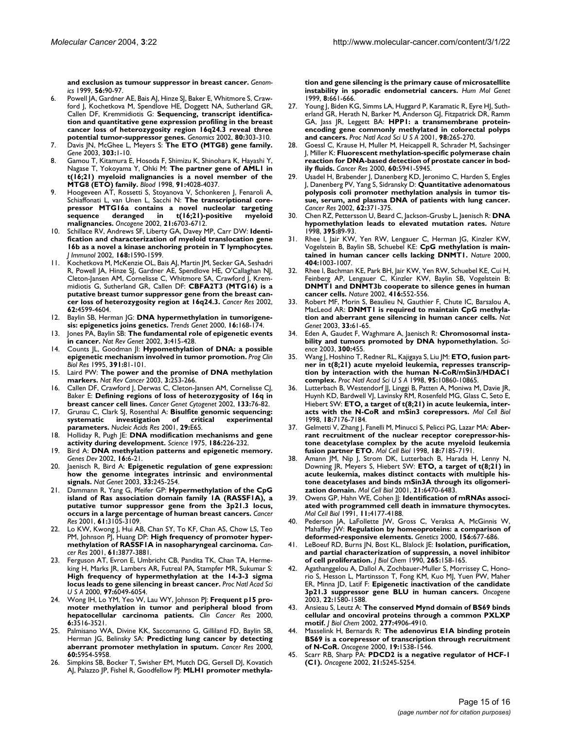and exclusion as tumour suppressor in breast cancer. *Genomics* 1999, 56:90-97.

6. Powell JA, Gardner AE, Bais AJ, Hinze SJ, Baker E, Whitmore S, Crawford J, Kochetkova M, Spendlove HE, Doggett NA, Sutherland GR, Callen DF, Kremmidiotis G: **Sequencing, transcript identification and quantitative gene expression profiling in the breast cancer loss of heterozygosity region 16q24.3 reveal three potential tumor-suppressor genes.** *Genomics* 2002, 80:303-310.
7. Davis JN, McGhee L, Meyers S: **The ETO (MTG8) gene family.** *Gene* 2003, 303:1-10.
8. Gamou T, Kitamura E, Hosoda F, Shimizu K, Shinohara K, Hayashi Y, Nagase T, Yokoyama Y, Ohki M: **The partner gene of AML1 in t(16;21) myeloid malignancies is a novel member of the MTG8 (ETO) family.** *Blood* 1998, 91:4028-4037.
9. Hoogeveen AT, Rossetti S, Stoyanova V, Schonkeren J, Fenaroli A, Schiaffonati L, van Unen L, Sacchi N: **The transcriptional corepressor MTG16a contains a novel nucleolar targeting sequence deranged in t(16;21)-positive myeloid malignancies.** *Oncogene* 2002, 21:6703-6712.
10. Schillace RV, Andrews SF, Liberty GA, Davey MP, Carr DW: **Identification and characterization of myeloid translocation gene 16b as a novel a kinase anchoring protein in T lymphocytes.** *J Immunol* 2002, 168:1590-1599.
11. Kochetkova M, McKenzie OL, Bais AJ, Martin JM, Secker GA, Seshadri R, Powell JA, Hinze SJ, Gardner AE, Spendlove HE, O'Callaghan NJ, Cleton-Jansen AM, Cornelisse C, Whitmore SA, Crawford J, Kremmidiotis G, Sutherland GR, Callen DF: **CBFA2T3 (MTG16) is a putative breast tumor suppressor gene from the breast cancer loss of heterozygosity region at 16q24.3.** *Cancer Res* 2002, 62:4599-4604.
12. Baylin SB, Herman JG: **DNA hypermethylation in tumorigenesis: epigenetics joins genetics.** *Trends Genet* 2000, 16:168-174.
13. Jones PA, Baylin SB: **The fundamental role of epigenetic events in cancer.** *Nat Rev Genet* 2002, 3:415-428.
14. Counts JL, Goodman JI: **Hypomethylation of DNA: a possible epigenetic mechanism involved in tumor promotion.** *Prog Clin Biol Res* 1995, 391:81-101.
15. Laird PW: **The power and the promise of DNA methylation markers.** *Nat Rev Cancer* 2003, 3:253-266.
16. Callen DF, Crawford J, Derwas C, Cleton-Jansen AM, Cornelisse CJ, Baker E: **Defining regions of loss of heterozygosity of 16q in breast cancer cell lines.** *Cancer Genet Cytogenet* 2002, 133:76-82.
17. Grunau C, Clark SJ, Rosenthal A: **Bisulfite genomic sequencing: systematic investigation of critical experimental parameters.** *Nucleic Acids Res* 2001, 29:E65.
18. Holliday R, Pugh JE: **DNA modification mechanisms and gene activity during development.** *Science* 1975, 186:226-232.
19. Bird A: **DNA methylation patterns and epigenetic memory.** *Genes Dev* 2002, 16:6-21.
20. Jaenisch R, Bird A: **Epigenetic regulation of gene expression: how the genome integrates intrinsic and environmental signals.** *Nat Genet* 2003, 33:245-254.
21. Dammann R, Yang G, Pfeifer GP: **Hypermethylation of the CpG island of Ras association domain family 1A (RASSF1A), a putative tumor suppressor gene from the 3p21.3 locus, occurs in a large percentage of human breast cancers.** *Cancer Res* 2001, 61:3105-3109.
22. Lo KW, Kwong J, Hui AB, Chan SY, To KF, Chan AS, Chow LS, Teo PM, Johnson PJ, Huang DP: **High frequency of promoter hypermethylation of RASSF1A in nasopharyngeal carcinoma.** *Cancer Res* 2001, 61:3877-3881.
23. Ferguson AT, Evron E, Umbricht CB, Pandita TK, Chan TA, Hermeking H, Marks JR, Lambers AR, Futreal PA, Stampfer MR, Sukumar S: **High frequency of hypermethylation at the 14-3-3 sigma locus leads to gene silencing in breast cancer.** *Proc Natl Acad Sci U S A* 2000, 97:6049-6054.
24. Wong IH, Lo YM, Yeo W, Lau WY, Johnson PJ: **Frequent p15 promoter methylation in tumor and peripheral blood from hepatocellular carcinoma patients.** *Clin Cancer Res* 2000, 6:3516-3521.
25. Palmisano WA, Divine KK, Saccomanno G, Gilliland FD, Baylin SB, Herman JG, Belinsky SA: **Predicting lung cancer by detecting aberrant promoter methylation in sputum.** *Cancer Res* 2000, 60:5954-5958.
26. Simpkins SB, Bocker T, Swisher EM, Mutch DG, Gersell DJ, Kovatich AJ, Palazzo JP, Fishel R, Goodfellow PJ: **MLH1 promoter methylation and gene silencing is the primary cause of microsatellite instability in sporadic endometrial cancers.** *Hum Mol Genet* 1999, 8:661-666.
27. Young J, Biden KG, Simms LA, Huggard P, Karamatic R, Eyre HJ, Sutherland GR, Herath N, Barker M, Anderson GJ, Fitzpatrick DR, Ramm GA, Jass JR, Leggett BA: **HPP1: a transmembrane protein-encoding gene commonly methylated in colorectal polyps and cancers.** *Proc Natl Acad Sci U S A* 2001, 98:265-270.
28. Goessl C, Krause H, Muller M, Heicappell R, Schrader M, Sachsinger J, Miller K: **Fluorescent methylation-specific polymerase chain reaction for DNA-based detection of prostate cancer in bodily fluids.** *Cancer Res* 2000, 60:5941-5945.
29. Usadel H, Brabender J, Danenberg KD, Jeronimo C, Harden S, Engles J, Danenberg PV, Yang S, Sidransky D: **Quantitative adenomatous polyposis coli promoter methylation analysis in tumor tissue, serum, and plasma DNA of patients with lung cancer.** *Cancer Res* 2002, 62:371-375.
30. Chen RZ, Pettersson U, Beard C, Jackson-Grusby L, Jaenisch R: **DNA hypomethylation leads to elevated mutation rates.** *Nature* 1998, 395:89-93.
31. Rhee I, Jair KW, Yen RW, Lengauer C, Herman JG, Kinzler KW, Vogelstein B, Baylin SB, Schuebel KE: **CpG methylation is maintained in human cancer cells lacking DNMT1.** *Nature* 2000, 404:1003-1007.
32. Rhee I, Bachman KE, Park BH, Jair KW, Yen RW, Schuebel KE, Cui H, Feinberg AP, Lengauer C, Kinzler KW, Baylin SB, Vogelstein B: **DNMT1 and DNMT3b cooperate to silence genes in human cancer cells.** *Nature* 2002, 416:552-556.
33. Robert MF, Morin S, Beaulieu N, Gauthier F, Chute IC, Barsalou A, MacLeod AR: **DNMT1 is required to maintain CpG methylation and aberrant gene silencing in human cancer cells.** *Nat Genet* 2003, 33:61-65.
34. Eden A, Gaudet F, Waghmare A, Jaenisch R: **Chromosomal instability and tumors promoted by DNA hypomethylation.** *Science* 2003, 300:455.
35. Wang J, Hoshino T, Redner RL, Kajigaya S, Liu JM: **ETO, fusion partner in t(8;21) acute myeloid leukemia, represses transcription by interaction with the human N-CoR/mSin3/HDAC1 complex.** *Proc Natl Acad Sci U S A* 1998, 95:10860-10865.
36. Lutterbach B, Westendorf JJ, Linggi B, Patten A, Moniwa M, Davie JR, Huynh KD, Bardwell VJ, Lavinsky RM, Rosenfeld MG, Glass C, Seto E, Hiebert SW: **ETO, a target of t(8;21) in acute leukemia, interacts with the N-CoR and mSin3 corepressors.** *Mol Cell Biol* 1998, 18:7176-7184.
37. Gelmetti V, Zhang J, Fanelli M, Minucci S, Pelicci PG, Lazar MA: **Aberrant recruitment of the nuclear receptor corepressor-histone deacetylase complex by the acute myeloid leukemia fusion partner ETO.** *Mol Cell Biol* 1998, 18:7185-7191.
38. Amann JM, Nip J, Strom DK, Lutterbach B, Harada H, Lenny N, Downing JR, Meyers S, Hiebert SW: **ETO, a target of t(8;21) in acute leukemia, makes distinct contacts with multiple histone deacetylases and binds mSin3A through its oligomerization domain.** *Mol Cell Biol* 2001, 21:6470-6483.
39. Owens GP, Hahn WE, Cohen JJ: **Identification of mRNAs associated with programmed cell death in immature thymocytes.** *Mol Cell Biol* 1991, 11:4177-4188.
40. Pederson JA, LaFollette JW, Gross C, Veraksa A, McGinnis W, Mahaffey JW: **Regulation by homeoproteins: a comparison of deformed-responsive elements.** *Genetics* 2000, 156:677-686.
41. LeBoeuf RD, Burns JN, Bost KL, Blalock JE: **Isolation, purification, and partial characterization of suppressin, a novel inhibitor of cell proliferation.** *J Biol Chem* 1990, 265:158-165.
42. Agathanggelou A, Dallol A, Zochbauer-Muller S, Morrissey C, Honorio S, Hesson L, Martinsson T, Fong KM, Kuo MJ, Yuen PW, Maher ER, Minna JD, Latif F: **Epigenetic inactivation of the candidate 3p21.3 suppressor gene BLU in human cancers.** *Oncogene* 2003, 22:1580-1588.
43. Ansieau S, Leutz A: **The conserved Mynd domain of BS69 binds cellular and oncoviral proteins through a common PXLXP motif.** *J Biol Chem* 2002, 277:4906-4910.
44. Masselink H, Bernards R: **The adenovirus E1A binding protein BS69 is a corepressor of transcription through recruitment of N-CoR.** *Oncogene* 2000, 19:1538-1546.
45. Scarr RB, Sharp PA: **PDCD2 is a negative regulator of HCF-1 (C1).** *Oncogene* 2002, 21:5245-5254.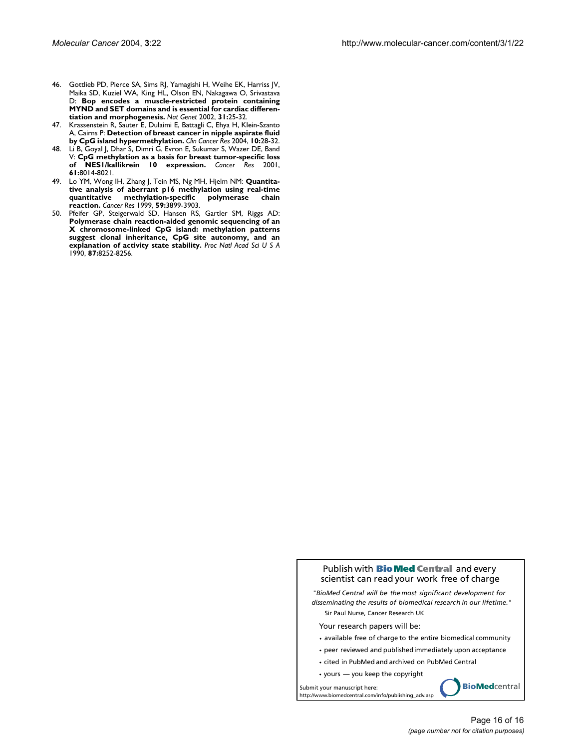46. Gottlieb PD, Pierce SA, Sims RJ, Yamagishi H, Weihe EK, Harriss JV, Maika SD, Kuziel WA, King HL, Olson EN, Nakagawa O, Srivastava D: **Bop encodes a muscle-restricted protein containing MYND and SET domains and is essential for cardiac differentiation and morphogenesis.** *Nat Genet* 2002, **31:**25-32.
47. Krassenstein R, Sauter E, Dulaimi E, Battagli C, Ehya H, Klein-Szanto A, Cairns P: **Detection of breast cancer in nipple aspirate fluid by CpG island hypermethylation.** *Clin Cancer Res* 2004, **10:**28-32.
48. Li B, Goyal J, Dhar S, Dimri G, Evron E, Sukumar S, Wazer DE, Band V: **CpG methylation as a basis for breast tumor-specific loss of NES1/kallikrein 10 expression.** *Cancer Res* 2001, **61:**8014-8021.
49. Lo YM, Wong IH, Zhang J, Tein MS, Ng MH, Hjelm NM: **Quantitative analysis of aberrant p16 methylation using real-time quantitative methylation-specific polymerase chain reaction.** *Cancer Res* 1999, **59:**3899-3903.
50. Pfeifer GP, Steigerwald SD, Hansen RS, Gartler SM, Riggs AD: **Polymerase chain reaction-aided genomic sequencing of an X chromosome-linked CpG island: methylation patterns suggest clonal inheritance, CpG site autonomy, and an explanation of activity state stability.** *Proc Natl Acad Sci U S A* 1990, **87:**8252-8256.

Publish with **BioMed Central** and every scientist can read your work free of charge

*"BioMed Central will be the most significant development for disseminating the results of biomedical research in our lifetime."*

Sir Paul Nurse, Cancer Research UK

Your research papers will be:

- available free of charge to the entire biomedical community
- peer reviewed and published immediately upon acceptance
- cited in PubMed and archived on PubMed Central
- yours — you keep the copyright

Submit your manuscript here:
http://www.biomedcentral.com/info/publishing_adv.asp

**BioMed**central